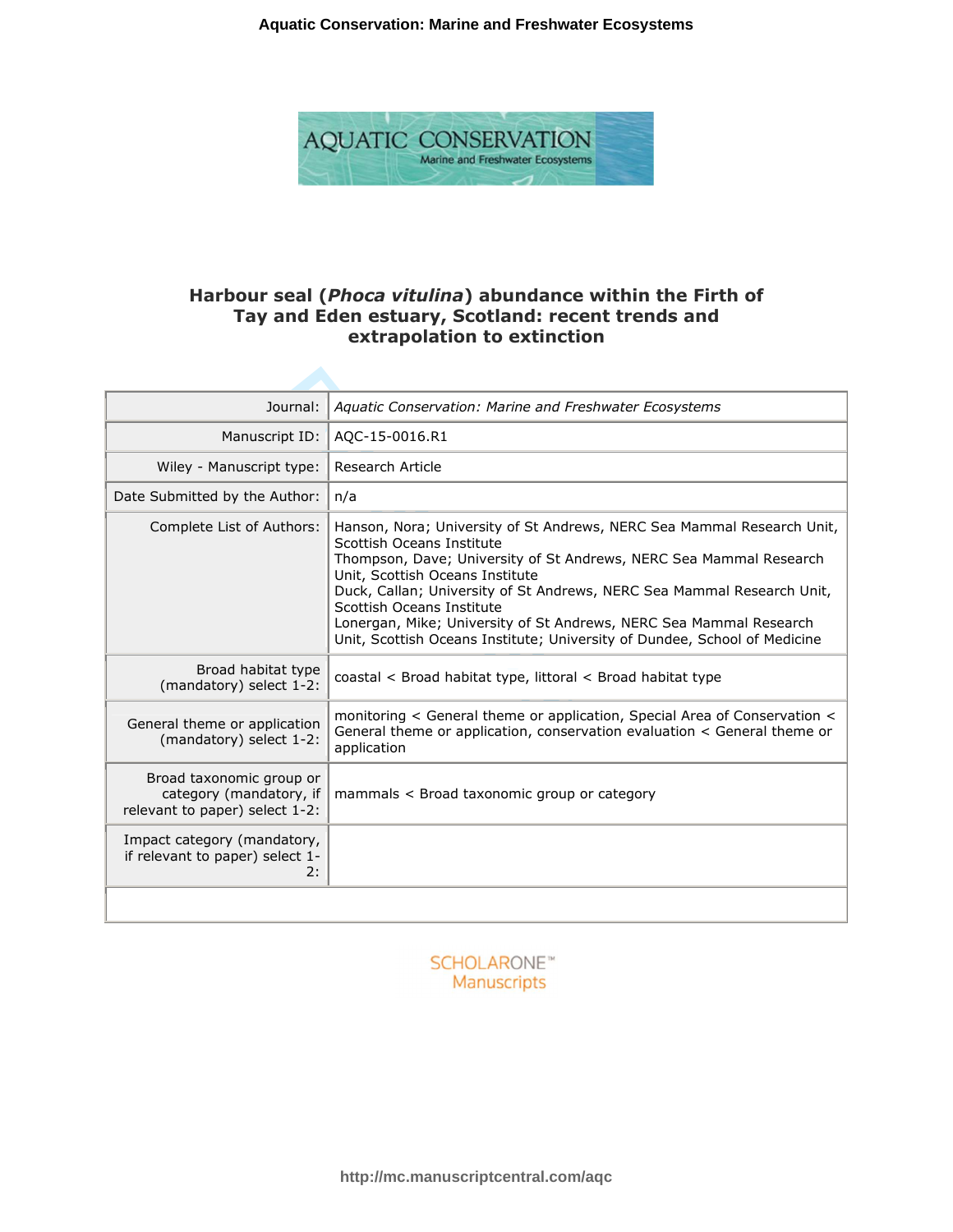# Harbour seal (*Phoca vitulina*) abundance within the Firth of Tay and Eden estuary, Scotland: recent trends and extrapolation to extinction

| | |
|---|---|
| Journal: | *Aquatic Conservation: Marine and Freshwater Ecosystems* |
| Manuscript ID: | AQC-15-0016.R1 |
| Wiley - Manuscript type: | Research Article |
| Date Submitted by the Author: | n/a |
| Complete List of Authors: | Hanson, Nora; University of St Andrews, NERC Sea Mammal Research Unit, Scottish Oceans Institute<br>Thompson, Dave; University of St Andrews, NERC Sea Mammal Research Unit, Scottish Oceans Institute<br>Duck, Callan; University of St Andrews, NERC Sea Mammal Research Unit, Scottish Oceans Institute<br>Lonergan, Mike; University of St Andrews, NERC Sea Mammal Research Unit, Scottish Oceans Institute; University of Dundee, School of Medicine |
| Broad habitat type (mandatory) select 1-2: | coastal < Broad habitat type, littoral < Broad habitat type |
| General theme or application (mandatory) select 1-2: | monitoring < General theme or application, Special Area of Conservation < General theme or application, conservation evaluation < General theme or application |
| Broad taxonomic group or category (mandatory, if relevant to paper) select 1-2: | mammals < Broad taxonomic group or category |
| Impact category (mandatory, if relevant to paper) select 1-2: | |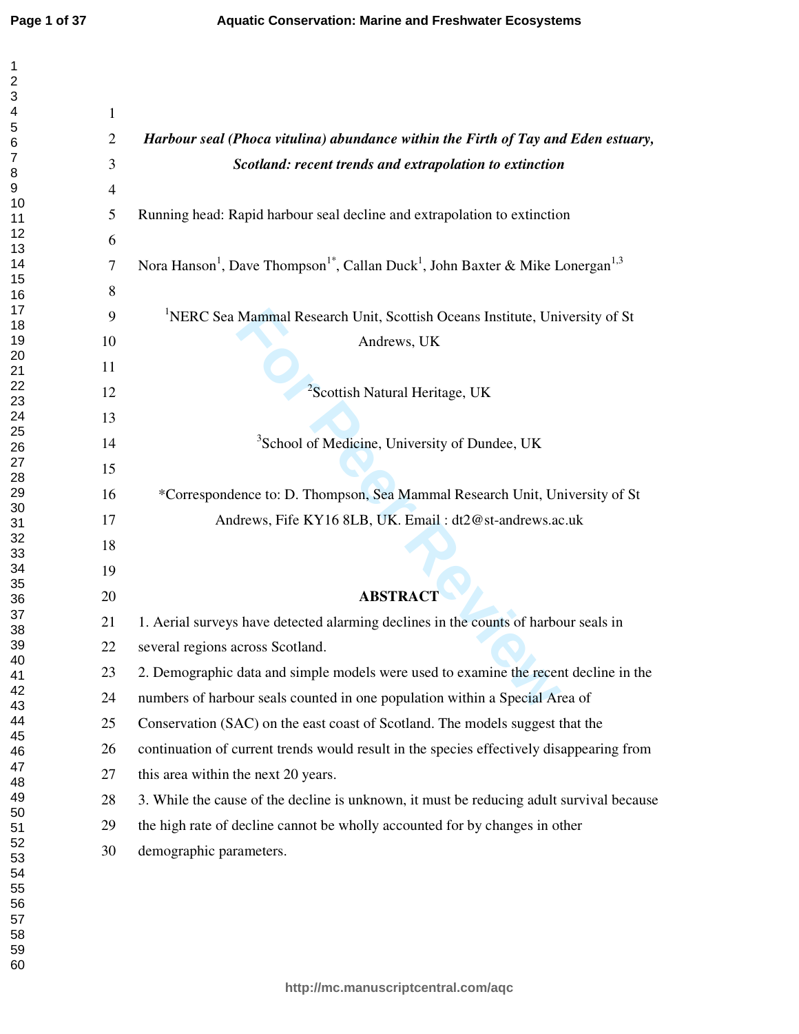# *Harbour seal (Phoca vitulina) abundance within the Firth of Tay and Eden estuary, Scotland: recent trends and extrapolation to extinction*

Running head: Rapid harbour seal decline and extrapolation to extinction

Nora Hanson[1], Dave Thompson[1*], Callan Duck[1], John Baxter & Mike Lonergan[1,3]

[1]NERC Sea Mammal Research Unit, Scottish Oceans Institute, University of St Andrews, UK

[2]Scottish Natural Heritage, UK

[3]School of Medicine, University of Dundee, UK

*Correspondence to: D. Thompson, Sea Mammal Research Unit, University of St Andrews, Fife KY16 8LB, UK. Email : dt2@st-andrews.ac.uk

## ABSTRACT

1. Aerial surveys have detected alarming declines in the counts of harbour seals in several regions across Scotland.
2. Demographic data and simple models were used to examine the recent decline in the numbers of harbour seals counted in one population within a Special Area of Conservation (SAC) on the east coast of Scotland. The models suggest that the continuation of current trends would result in the species effectively disappearing from this area within the next 20 years.
3. While the cause of the decline is unknown, it must be reducing adult survival because the high rate of decline cannot be wholly accounted for by changes in other demographic parameters.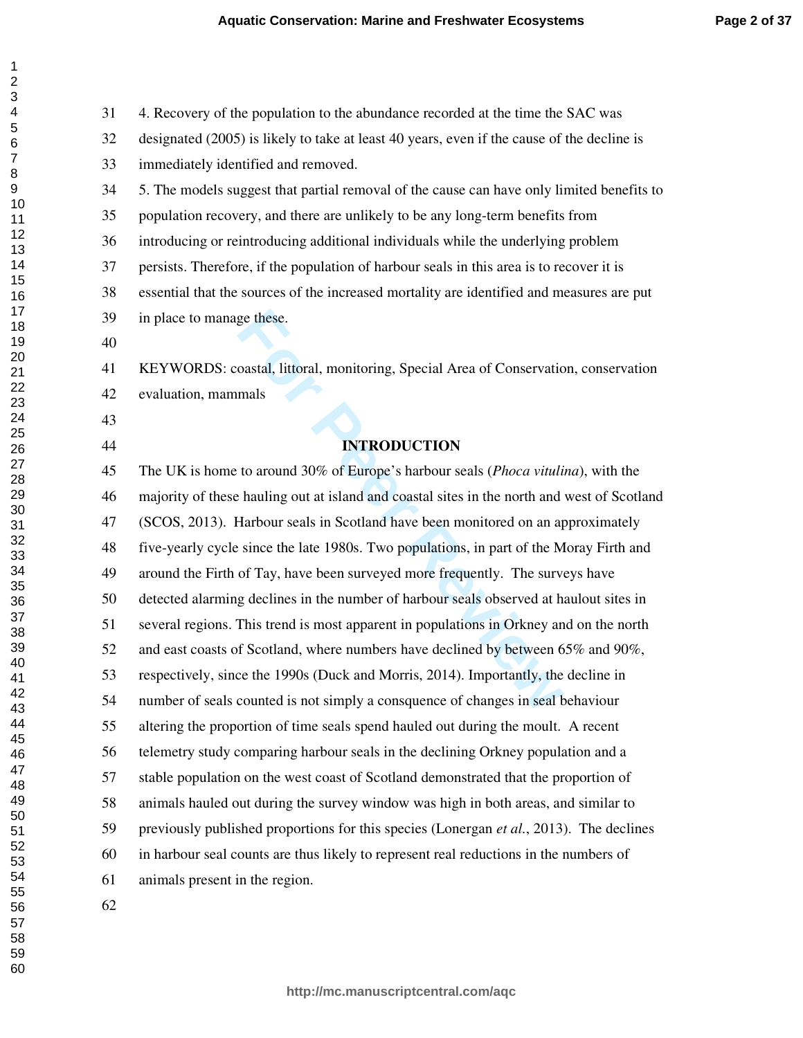4. Recovery of the population to the abundance recorded at the time the SAC was designated (2005) is likely to take at least 40 years, even if the cause of the decline is immediately identified and removed.

5. The models suggest that partial removal of the cause can have only limited benefits to population recovery, and there are unlikely to be any long-term benefits from introducing or reintroducing additional individuals while the underlying problem persists. Therefore, if the population of harbour seals in this area is to recover it is essential that the sources of the increased mortality are identified and measures are put in place to manage these.

KEYWORDS: coastal, littoral, monitoring, Special Area of Conservation, conservation evaluation, mammals

## INTRODUCTION

The UK is home to around 30% of Europe's harbour seals (*Phoca vitulina*), with the majority of these hauling out at island and coastal sites in the north and west of Scotland (SCOS, 2013). Harbour seals in Scotland have been monitored on an approximately five-yearly cycle since the late 1980s. Two populations, in part of the Moray Firth and around the Firth of Tay, have been surveyed more frequently. The surveys have detected alarming declines in the number of harbour seals observed at haulout sites in several regions. This trend is most apparent in populations in Orkney and on the north and east coasts of Scotland, where numbers have declined by between 65% and 90%, respectively, since the 1990s (Duck and Morris, 2014). Importantly, the decline in number of seals counted is not simply a consequence of changes in seal behaviour altering the proportion of time seals spend hauled out during the moult. A recent telemetry study comparing harbour seals in the declining Orkney population and a stable population on the west coast of Scotland demonstrated that the proportion of animals hauled out during the survey window was high in both areas, and similar to previously published proportions for this species (Lonergan *et al.*, 2013). The declines in harbour seal counts are thus likely to represent real reductions in the numbers of animals present in the region.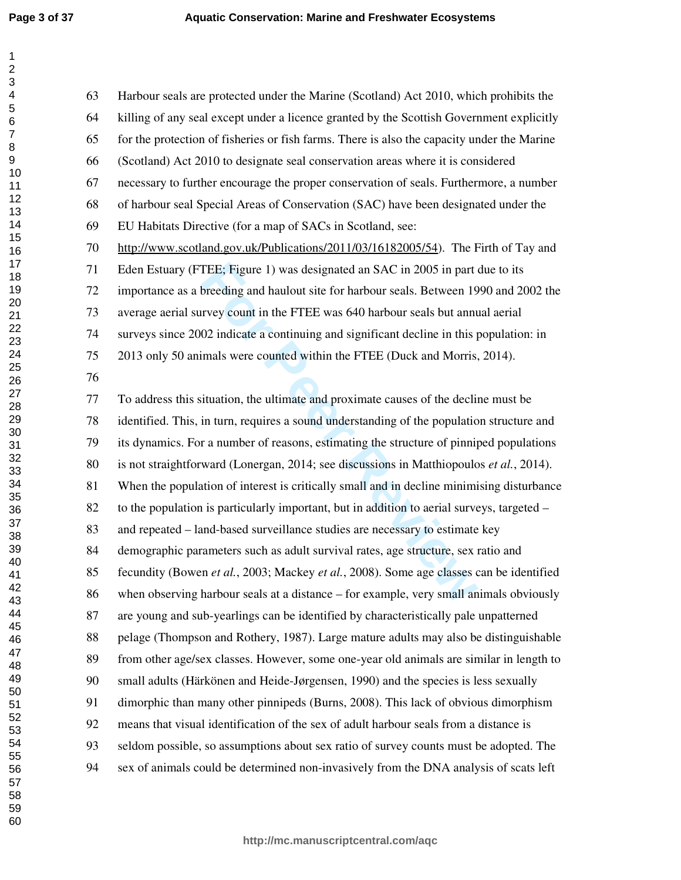Harbour seals are protected under the Marine (Scotland) Act 2010, which prohibits the killing of any seal except under a licence granted by the Scottish Government explicitly for the protection of fisheries or fish farms. There is also the capacity under the Marine (Scotland) Act 2010 to designate seal conservation areas where it is considered necessary to further encourage the proper conservation of seals. Furthermore, a number of harbour seal Special Areas of Conservation (SAC) have been designated under the EU Habitats Directive (for a map of SACs in Scotland, see: http://www.scotland.gov.uk/Publications/2011/03/16182005/54). The Firth of Tay and Eden Estuary (FTEE; Figure 1) was designated an SAC in 2005 in part due to its importance as a breeding and haulout site for harbour seals. Between 1990 and 2002 the average aerial survey count in the FTEE was 640 harbour seals but annual aerial surveys since 2002 indicate a continuing and significant decline in this population: in 2013 only 50 animals were counted within the FTEE (Duck and Morris, 2014).

To address this situation, the ultimate and proximate causes of the decline must be identified. This, in turn, requires a sound understanding of the population structure and its dynamics. For a number of reasons, estimating the structure of pinniped populations is not straightforward (Lonergan, 2014; see discussions in Matthiopoulos *et al.*, 2014). When the population of interest is critically small and in decline minimising disturbance to the population is particularly important, but in addition to aerial surveys, targeted – and repeated – land-based surveillance studies are necessary to estimate key demographic parameters such as adult survival rates, age structure, sex ratio and fecundity (Bowen *et al.*, 2003; Mackey *et al.*, 2008). Some age classes can be identified when observing harbour seals at a distance – for example, very small animals obviously are young and sub-yearlings can be identified by characteristically pale unpatterned pelage (Thompson and Rothery, 1987). Large mature adults may also be distinguishable from other age/sex classes. However, some one-year old animals are similar in length to small adults (Härkönen and Heide-Jørgensen, 1990) and the species is less sexually dimorphic than many other pinnipeds (Burns, 2008). This lack of obvious dimorphism means that visual identification of the sex of adult harbour seals from a distance is seldom possible, so assumptions about sex ratio of survey counts must be adopted. The sex of animals could be determined non-invasively from the DNA analysis of scats left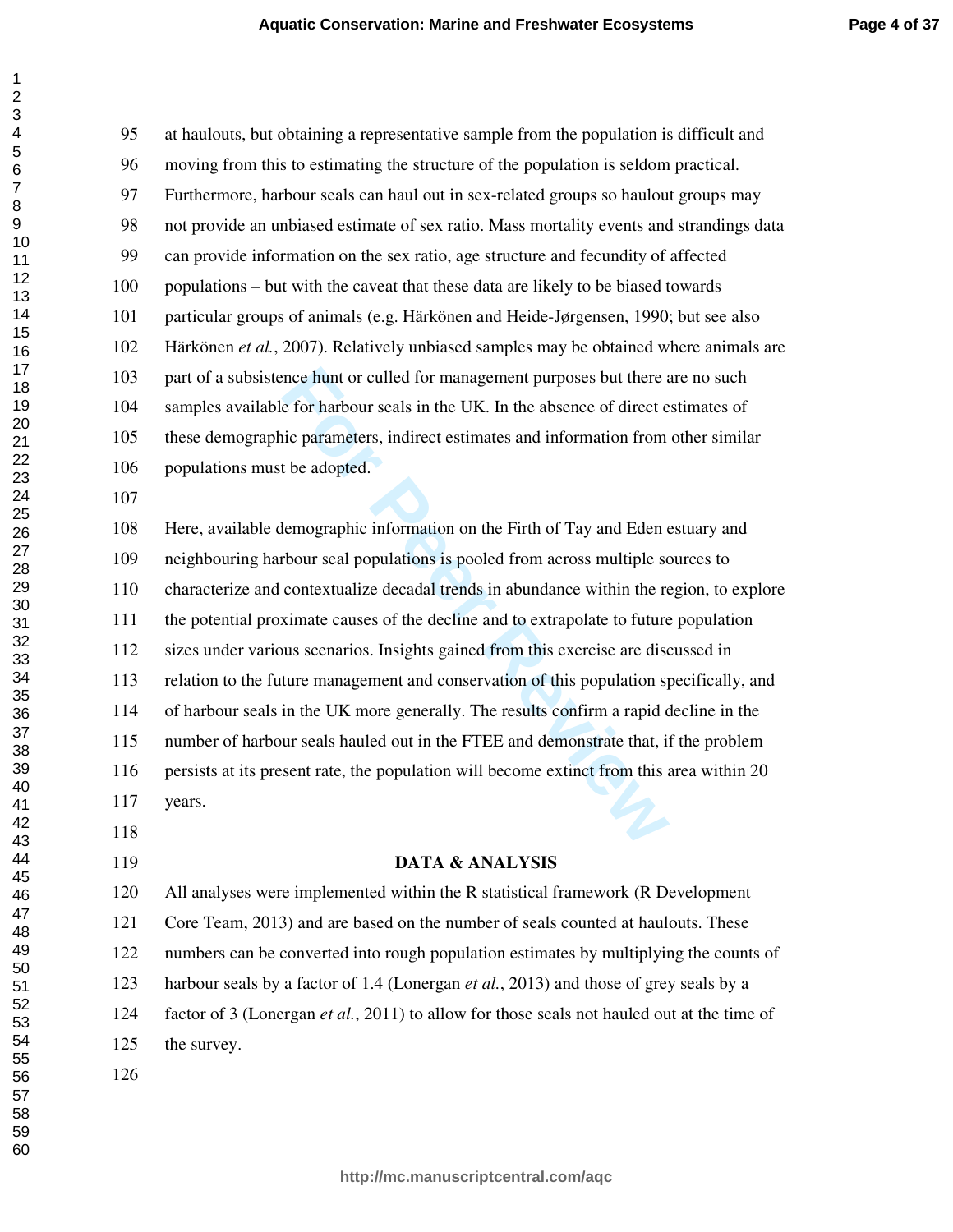at haulouts, but obtaining a representative sample from the population is difficult and moving from this to estimating the structure of the population is seldom practical. Furthermore, harbour seals can haul out in sex-related groups so haulout groups may not provide an unbiased estimate of sex ratio. Mass mortality events and strandings data can provide information on the sex ratio, age structure and fecundity of affected populations – but with the caveat that these data are likely to be biased towards particular groups of animals (e.g. Härkönen and Heide-Jørgensen, 1990; but see also Härkönen *et al.*, 2007). Relatively unbiased samples may be obtained where animals are part of a subsistence hunt or culled for management purposes but there are no such samples available for harbour seals in the UK. In the absence of direct estimates of these demographic parameters, indirect estimates and information from other similar populations must be adopted.

Here, available demographic information on the Firth of Tay and Eden estuary and neighbouring harbour seal populations is pooled from across multiple sources to characterize and contextualize decadal trends in abundance within the region, to explore the potential proximate causes of the decline and to extrapolate to future population sizes under various scenarios. Insights gained from this exercise are discussed in relation to the future management and conservation of this population specifically, and of harbour seals in the UK more generally. The results confirm a rapid decline in the number of harbour seals hauled out in the FTEE and demonstrate that, if the problem persists at its present rate, the population will become extinct from this area within 20 years.

## DATA & ANALYSIS

All analyses were implemented within the R statistical framework (R Development Core Team, 2013) and are based on the number of seals counted at haulouts. These numbers can be converted into rough population estimates by multiplying the counts of harbour seals by a factor of 1.4 (Lonergan *et al.*, 2013) and those of grey seals by a factor of 3 (Lonergan *et al.*, 2011) to allow for those seals not hauled out at the time of the survey.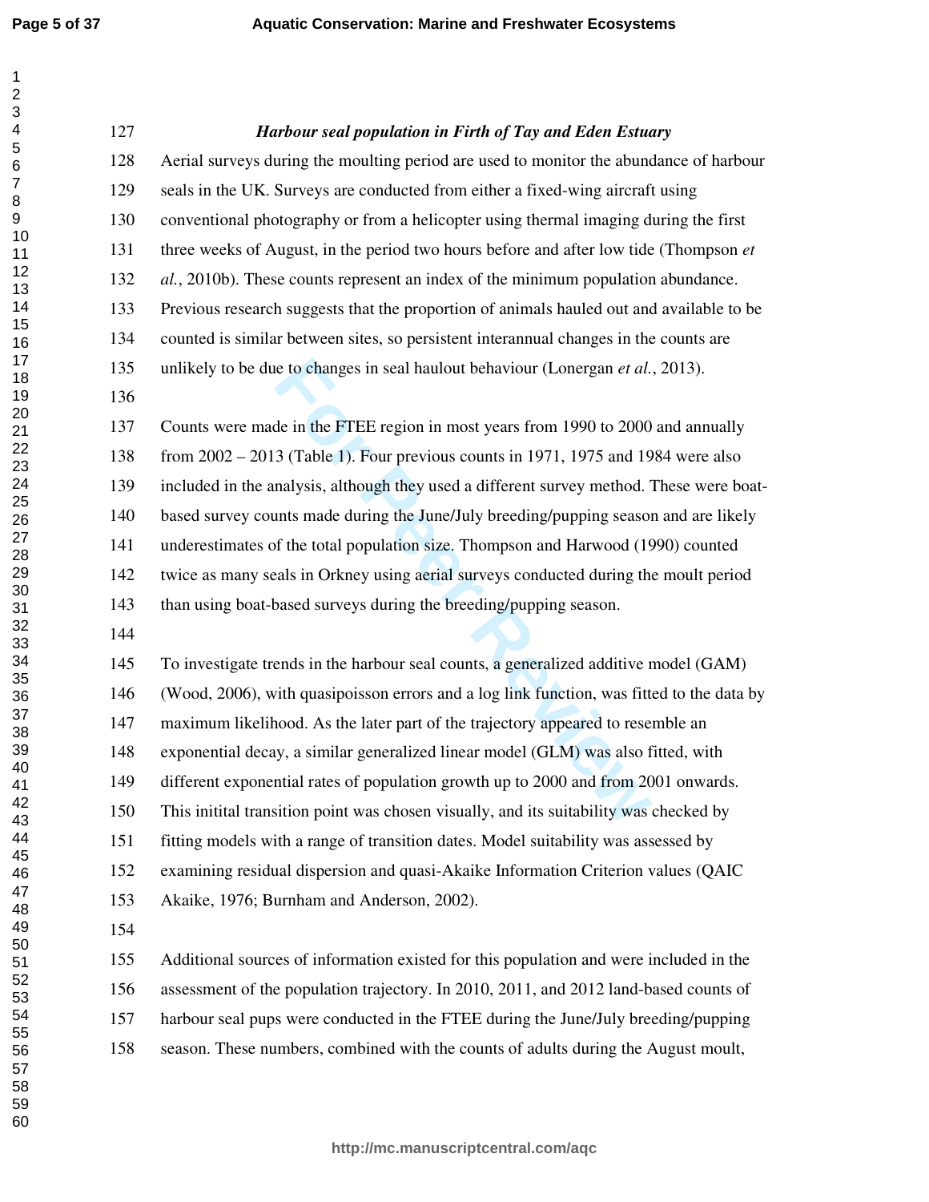### *Harbour seal population in Firth of Tay and Eden Estuary*

Aerial surveys during the moulting period are used to monitor the abundance of harbour seals in the UK. Surveys are conducted from either a fixed-wing aircraft using conventional photography or from a helicopter using thermal imaging during the first three weeks of August, in the period two hours before and after low tide (Thompson *et al.*, 2010b). These counts represent an index of the minimum population abundance. Previous research suggests that the proportion of animals hauled out and available to be counted is similar between sites, so persistent interannual changes in the counts are unlikely to be due to changes in seal haulout behaviour (Lonergan *et al.*, 2013).

Counts were made in the FTEE region in most years from 1990 to 2000 and annually from 2002 – 2013 (Table 1). Four previous counts in 1971, 1975 and 1984 were also included in the analysis, although they used a different survey method. These were boat-based survey counts made during the June/July breeding/pupping season and are likely underestimates of the total population size. Thompson and Harwood (1990) counted twice as many seals in Orkney using aerial surveys conducted during the moult period than using boat-based surveys during the breeding/pupping season.

To investigate trends in the harbour seal counts, a generalized additive model (GAM) (Wood, 2006), with quasipoisson errors and a log link function, was fitted to the data by maximum likelihood. As the later part of the trajectory appeared to resemble an exponential decay, a similar generalized linear model (GLM) was also fitted, with different exponential rates of population growth up to 2000 and from 2001 onwards. This initital transition point was chosen visually, and its suitability was checked by fitting models with a range of transition dates. Model suitability was assessed by examining residual dispersion and quasi-Akaike Information Criterion values (QAIC Akaike, 1976; Burnham and Anderson, 2002).

Additional sources of information existed for this population and were included in the assessment of the population trajectory. In 2010, 2011, and 2012 land-based counts of harbour seal pups were conducted in the FTEE during the June/July breeding/pupping season. These numbers, combined with the counts of adults during the August moult,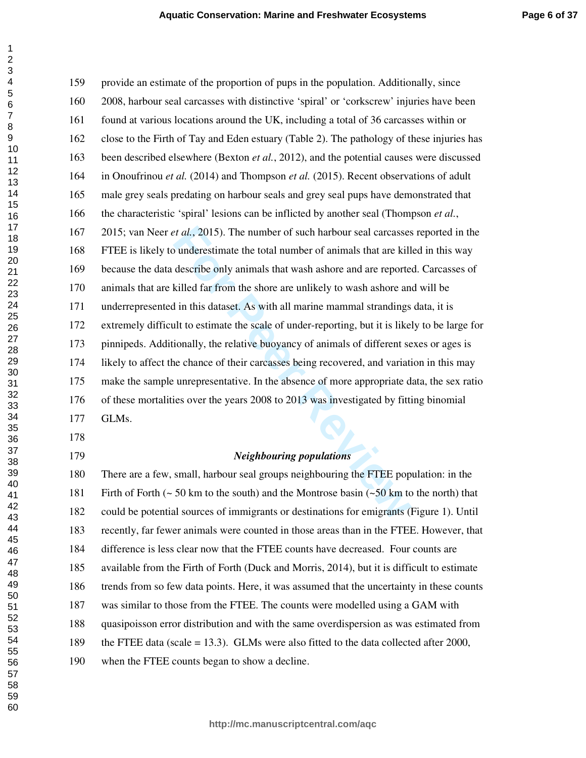provide an estimate of the proportion of pups in the population. Additionally, since 2008, harbour seal carcasses with distinctive 'spiral' or 'corkscrew' injuries have been found at various locations around the UK, including a total of 36 carcasses within or close to the Firth of Tay and Eden estuary (Table 2). The pathology of these injuries has been described elsewhere (Bexton *et al.*, 2012), and the potential causes were discussed in Onoufrinou *et al.* (2014) and Thompson *et al.* (2015). Recent observations of adult male grey seals predating on harbour seals and grey seal pups have demonstrated that the characteristic 'spiral' lesions can be inflicted by another seal (Thompson *et al.*, 2015; van Neer *et al.*, 2015). The number of such harbour seal carcasses reported in the FTEE is likely to underestimate the total number of animals that are killed in this way because the data describe only animals that wash ashore and are reported. Carcasses of animals that are killed far from the shore are unlikely to wash ashore and will be underrepresented in this dataset. As with all marine mammal strandings data, it is extremely difficult to estimate the scale of under-reporting, but it is likely to be large for pinnipeds. Additionally, the relative buoyancy of animals of different sexes or ages is likely to affect the chance of their carcasses being recovered, and variation in this may make the sample unrepresentative. In the absence of more appropriate data, the sex ratio of these mortalities over the years 2008 to 2013 was investigated by fitting binomial GLMs.

### *Neighbouring populations*

There are a few, small, harbour seal groups neighbouring the FTEE population: in the Firth of Forth (~ 50 km to the south) and the Montrose basin (~50 km to the north) that could be potential sources of immigrants or destinations for emigrants (Figure 1). Until recently, far fewer animals were counted in those areas than in the FTEE. However, that difference is less clear now that the FTEE counts have decreased. Four counts are available from the Firth of Forth (Duck and Morris, 2014), but it is difficult to estimate trends from so few data points. Here, it was assumed that the uncertainty in these counts was similar to those from the FTEE. The counts were modelled using a GAM with quasipoisson error distribution and with the same overdispersion as was estimated from the FTEE data (scale = 13.3). GLMs were also fitted to the data collected after 2000, when the FTEE counts began to show a decline.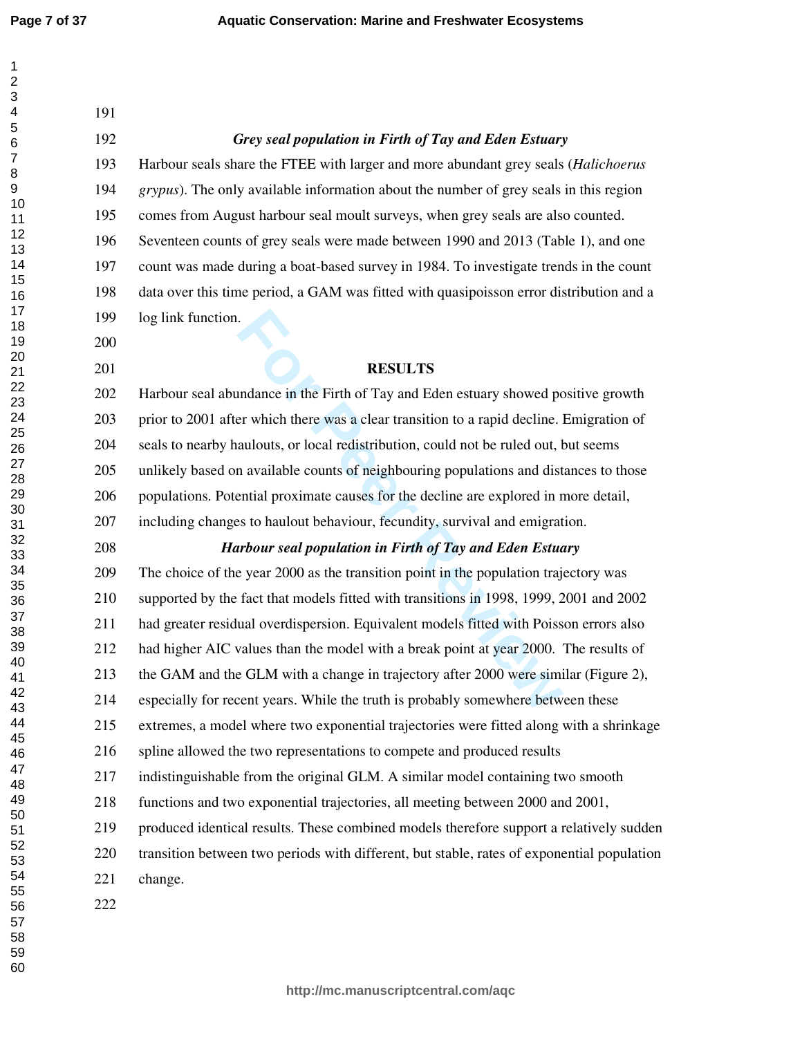### *Grey seal population in Firth of Tay and Eden Estuary*

Harbour seals share the FTEE with larger and more abundant grey seals (*Halichoerus grypus*). The only available information about the number of grey seals in this region comes from August harbour seal moult surveys, when grey seals are also counted. Seventeen counts of grey seals were made between 1990 and 2013 (Table 1), and one count was made during a boat-based survey in 1984. To investigate trends in the count data over this time period, a GAM was fitted with quasipoisson error distribution and a log link function.

## RESULTS

Harbour seal abundance in the Firth of Tay and Eden estuary showed positive growth prior to 2001 after which there was a clear transition to a rapid decline. Emigration of seals to nearby haulouts, or local redistribution, could not be ruled out, but seems unlikely based on available counts of neighbouring populations and distances to those populations. Potential proximate causes for the decline are explored in more detail, including changes to haulout behaviour, fecundity, survival and emigration.

### *Harbour seal population in Firth of Tay and Eden Estuary*

The choice of the year 2000 as the transition point in the population trajectory was supported by the fact that models fitted with transitions in 1998, 1999, 2001 and 2002 had greater residual overdispersion. Equivalent models fitted with Poisson errors also had higher AIC values than the model with a break point at year 2000. The results of the GAM and the GLM with a change in trajectory after 2000 were similar (Figure 2), especially for recent years. While the truth is probably somewhere between these extremes, a model where two exponential trajectories were fitted along with a shrinkage spline allowed the two representations to compete and produced results indistinguishable from the original GLM. A similar model containing two smooth functions and two exponential trajectories, all meeting between 2000 and 2001, produced identical results. These combined models therefore support a relatively sudden transition between two periods with different, but stable, rates of exponential population change.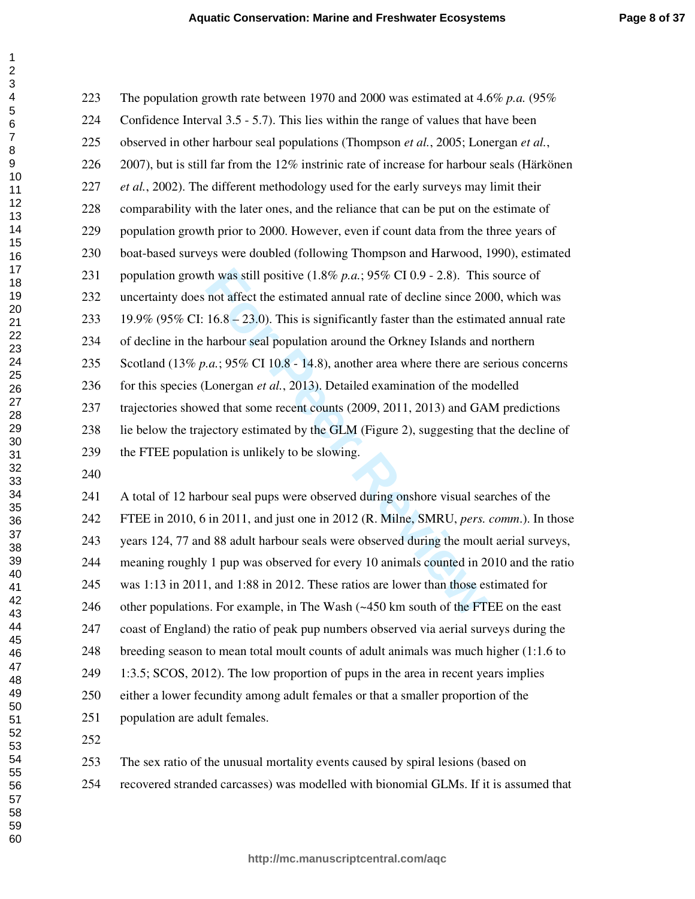The population growth rate between 1970 and 2000 was estimated at 4.6% *p.a.* (95% Confidence Interval 3.5 - 5.7). This lies within the range of values that have been observed in other harbour seal populations (Thompson *et al.*, 2005; Lonergan *et al.*, 2007), but is still far from the 12% instrinic rate of increase for harbour seals (Härkönen *et al.*, 2002). The different methodology used for the early surveys may limit their comparability with the later ones, and the reliance that can be put on the estimate of population growth prior to 2000. However, even if count data from the three years of boat-based surveys were doubled (following Thompson and Harwood, 1990), estimated population growth was still positive (1.8% *p.a.*; 95% CI 0.9 - 2.8). This source of uncertainty does not affect the estimated annual rate of decline since 2000, which was 19.9% (95% CI: 16.8 – 23.0). This is significantly faster than the estimated annual rate of decline in the harbour seal population around the Orkney Islands and northern Scotland (13% *p.a.*; 95% CI 10.8 - 14.8), another area where there are serious concerns for this species (Lonergan *et al.*, 2013). Detailed examination of the modelled trajectories showed that some recent counts (2009, 2011, 2013) and GAM predictions lie below the trajectory estimated by the GLM (Figure 2), suggesting that the decline of the FTEE population is unlikely to be slowing.

A total of 12 harbour seal pups were observed during onshore visual searches of the FTEE in 2010, 6 in 2011, and just one in 2012 (R. Milne, SMRU, *pers. comm.*). In those years 124, 77 and 88 adult harbour seals were observed during the moult aerial surveys, meaning roughly 1 pup was observed for every 10 animals counted in 2010 and the ratio was 1:13 in 2011, and 1:88 in 2012. These ratios are lower than those estimated for other populations. For example, in The Wash (~450 km south of the FTEE on the east coast of England) the ratio of peak pup numbers observed via aerial surveys during the breeding season to mean total moult counts of adult animals was much higher (1:1.6 to 1:3.5; SCOS, 2012). The low proportion of pups in the area in recent years implies either a lower fecundity among adult females or that a smaller proportion of the population are adult females.

The sex ratio of the unusual mortality events caused by spiral lesions (based on recovered stranded carcasses) was modelled with bionomial GLMs. If it is assumed that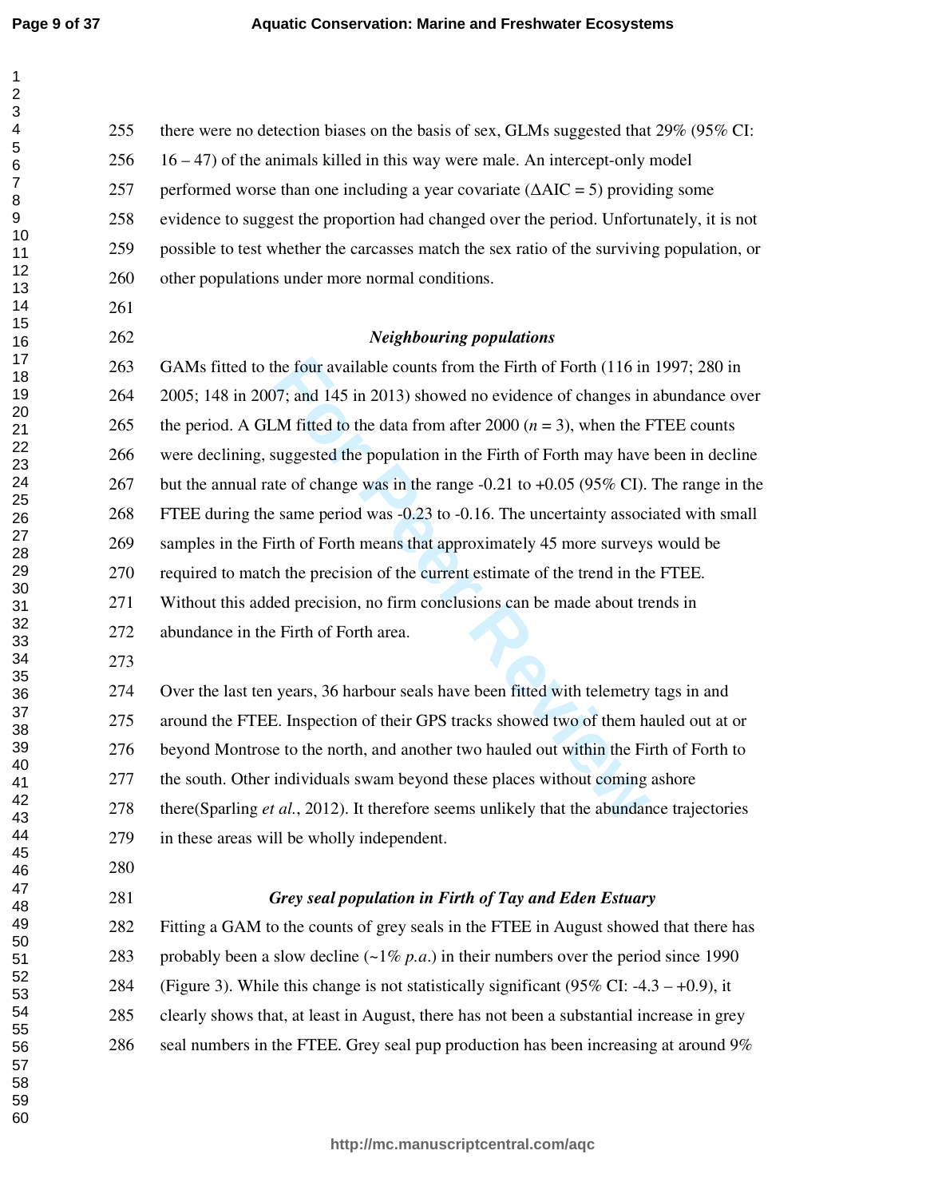there were no detection biases on the basis of sex, GLMs suggested that 29% (95% CI: 16 – 47) of the animals killed in this way were male. An intercept-only model performed worse than one including a year covariate ($\Delta$AIC = 5) providing some evidence to suggest the proportion had changed over the period. Unfortunately, it is not possible to test whether the carcasses match the sex ratio of the surviving population, or other populations under more normal conditions.

### *Neighbouring populations*

GAMs fitted to the four available counts from the Firth of Forth (116 in 1997; 280 in 2005; 148 in 2007; and 145 in 2013) showed no evidence of changes in abundance over the period. A GLM fitted to the data from after 2000 ($n$ = 3), when the FTEE counts were declining, suggested the population in the Firth of Forth may have been in decline but the annual rate of change was in the range -0.21 to +0.05 (95% CI). The range in the FTEE during the same period was -0.23 to -0.16. The uncertainty associated with small samples in the Firth of Forth means that approximately 45 more surveys would be required to match the precision of the current estimate of the trend in the FTEE. Without this added precision, no firm conclusions can be made about trends in abundance in the Firth of Forth area.

Over the last ten years, 36 harbour seals have been fitted with telemetry tags in and around the FTEE. Inspection of their GPS tracks showed two of them hauled out at or beyond Montrose to the north, and another two hauled out within the Firth of Forth to the south. Other individuals swam beyond these places without coming ashore there(Sparling *et al.*, 2012). It therefore seems unlikely that the abundance trajectories in these areas will be wholly independent.

### *Grey seal population in Firth of Tay and Eden Estuary*

Fitting a GAM to the counts of grey seals in the FTEE in August showed that there has probably been a slow decline (~1% *p.a.*) in their numbers over the period since 1990 (Figure 3). While this change is not statistically significant (95% CI: -4.3 – +0.9), it clearly shows that, at least in August, there has not been a substantial increase in grey seal numbers in the FTEE. Grey seal pup production has been increasing at around 9%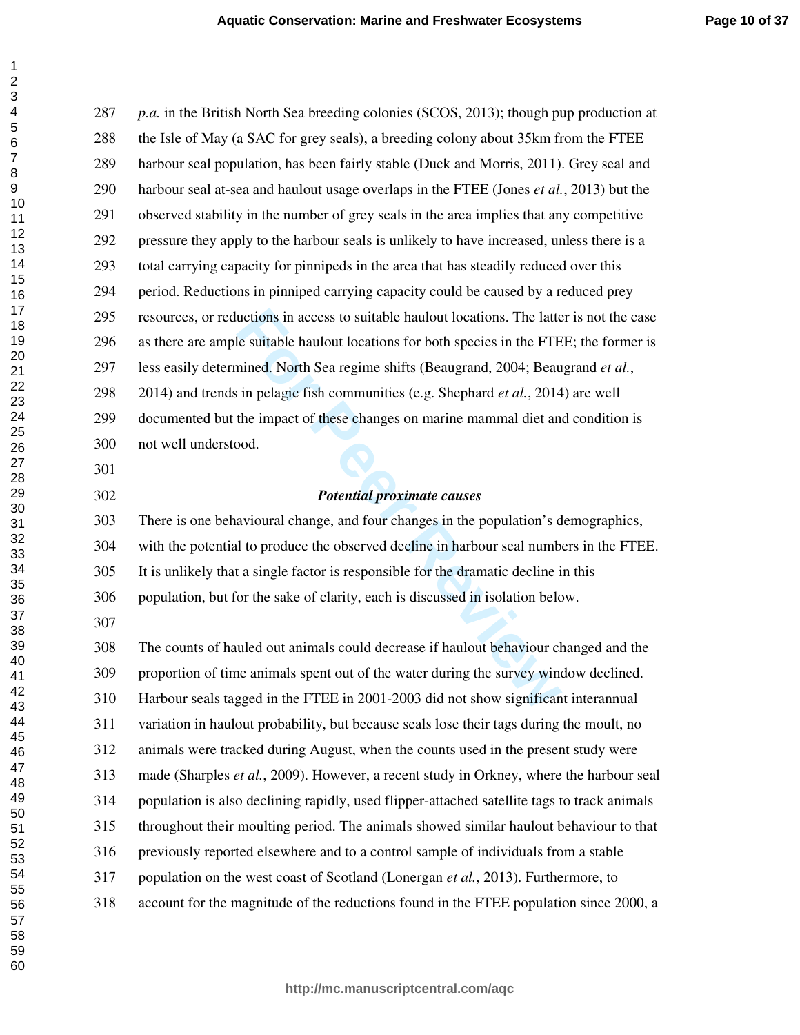*p.a.* in the British North Sea breeding colonies (SCOS, 2013); though pup production at the Isle of May (a SAC for grey seals), a breeding colony about 35km from the FTEE harbour seal population, has been fairly stable (Duck and Morris, 2011). Grey seal and harbour seal at-sea and haulout usage overlaps in the FTEE (Jones *et al.*, 2013) but the observed stability in the number of grey seals in the area implies that any competitive pressure they apply to the harbour seals is unlikely to have increased, unless there is a total carrying capacity for pinnipeds in the area that has steadily reduced over this period. Reductions in pinniped carrying capacity could be caused by a reduced prey resources, or reductions in access to suitable haulout locations. The latter is not the case as there are ample suitable haulout locations for both species in the FTEE; the former is less easily determined. North Sea regime shifts (Beaugrand, 2004; Beaugrand *et al.*, 2014) and trends in pelagic fish communities (e.g. Shephard *et al.*, 2014) are well documented but the impact of these changes on marine mammal diet and condition is not well understood.

### *Potential proximate causes*

There is one behavioural change, and four changes in the population's demographics, with the potential to produce the observed decline in harbour seal numbers in the FTEE. It is unlikely that a single factor is responsible for the dramatic decline in this population, but for the sake of clarity, each is discussed in isolation below.

The counts of hauled out animals could decrease if haulout behaviour changed and the proportion of time animals spent out of the water during the survey window declined. Harbour seals tagged in the FTEE in 2001-2003 did not show significant interannual variation in haulout probability, but because seals lose their tags during the moult, no animals were tracked during August, when the counts used in the present study were made (Sharples *et al.*, 2009). However, a recent study in Orkney, where the harbour seal population is also declining rapidly, used flipper-attached satellite tags to track animals throughout their moulting period. The animals showed similar haulout behaviour to that previously reported elsewhere and to a control sample of individuals from a stable population on the west coast of Scotland (Lonergan *et al.*, 2013). Furthermore, to account for the magnitude of the reductions found in the FTEE population since 2000, a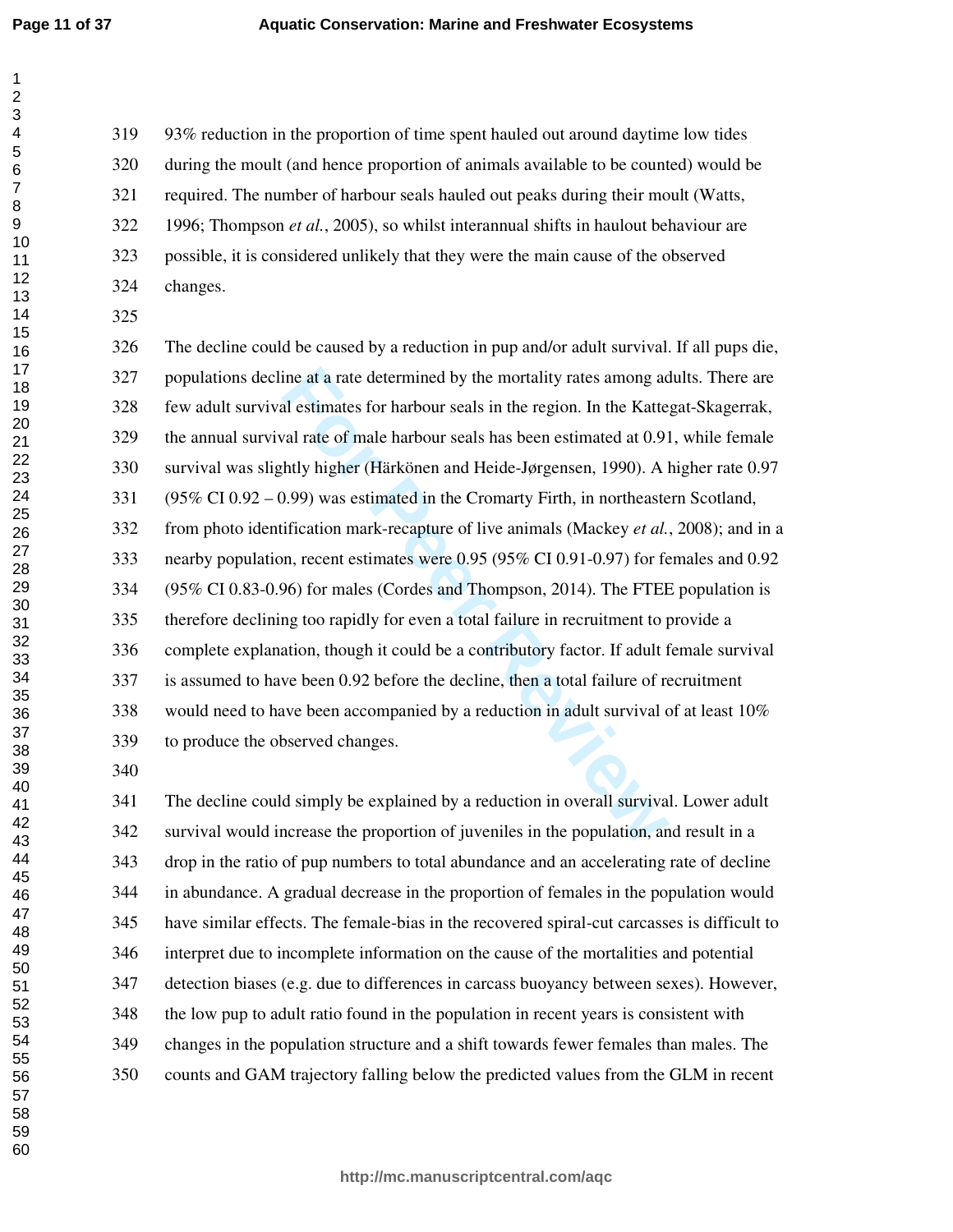93% reduction in the proportion of time spent hauled out around daytime low tides during the moult (and hence proportion of animals available to be counted) would be required. The number of harbour seals hauled out peaks during their moult (Watts, 1996; Thompson *et al.*, 2005), so whilst interannual shifts in haulout behaviour are possible, it is considered unlikely that they were the main cause of the observed changes.

The decline could be caused by a reduction in pup and/or adult survival. If all pups die, populations decline at a rate determined by the mortality rates among adults. There are few adult survival estimates for harbour seals in the region. In the Kattegat-Skagerrak, the annual survival rate of male harbour seals has been estimated at 0.91, while female survival was slightly higher (Härkönen and Heide-Jørgensen, 1990). A higher rate 0.97 (95% CI 0.92 – 0.99) was estimated in the Cromarty Firth, in northeastern Scotland, from photo identification mark-recapture of live animals (Mackey *et al.*, 2008); and in a nearby population, recent estimates were 0.95 (95% CI 0.91-0.97) for females and 0.92 (95% CI 0.83-0.96) for males (Cordes and Thompson, 2014). The FTEE population is therefore declining too rapidly for even a total failure in recruitment to provide a complete explanation, though it could be a contributory factor. If adult female survival is assumed to have been 0.92 before the decline, then a total failure of recruitment would need to have been accompanied by a reduction in adult survival of at least 10% to produce the observed changes.

The decline could simply be explained by a reduction in overall survival. Lower adult survival would increase the proportion of juveniles in the population, and result in a drop in the ratio of pup numbers to total abundance and an accelerating rate of decline in abundance. A gradual decrease in the proportion of females in the population would have similar effects. The female-bias in the recovered spiral-cut carcasses is difficult to interpret due to incomplete information on the cause of the mortalities and potential detection biases (e.g. due to differences in carcass buoyancy between sexes). However, the low pup to adult ratio found in the population in recent years is consistent with changes in the population structure and a shift towards fewer females than males. The counts and GAM trajectory falling below the predicted values from the GLM in recent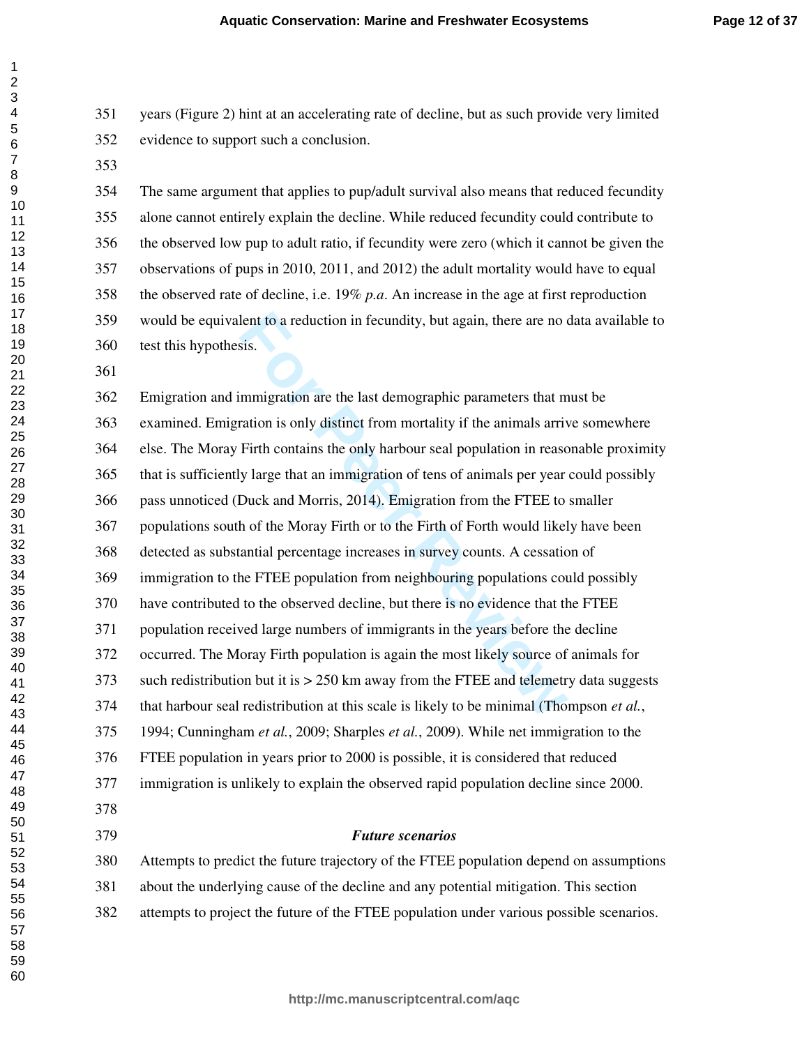years (Figure 2) hint at an accelerating rate of decline, but as such provide very limited evidence to support such a conclusion.

The same argument that applies to pup/adult survival also means that reduced fecundity alone cannot entirely explain the decline. While reduced fecundity could contribute to the observed low pup to adult ratio, if fecundity were zero (which it cannot be given the observations of pups in 2010, 2011, and 2012) the adult mortality would have to equal the observed rate of decline, i.e. 19% *p.a*. An increase in the age at first reproduction would be equivalent to a reduction in fecundity, but again, there are no data available to test this hypothesis.

Emigration and immigration are the last demographic parameters that must be examined. Emigration is only distinct from mortality if the animals arrive somewhere else. The Moray Firth contains the only harbour seal population in reasonable proximity that is sufficiently large that an immigration of tens of animals per year could possibly pass unnoticed (Duck and Morris, 2014). Emigration from the FTEE to smaller populations south of the Moray Firth or to the Firth of Forth would likely have been detected as substantial percentage increases in survey counts. A cessation of immigration to the FTEE population from neighbouring populations could possibly have contributed to the observed decline, but there is no evidence that the FTEE population received large numbers of immigrants in the years before the decline occurred. The Moray Firth population is again the most likely source of animals for such redistribution but it is > 250 km away from the FTEE and telemetry data suggests that harbour seal redistribution at this scale is likely to be minimal (Thompson *et al.*, 1994; Cunningham *et al.*, 2009; Sharples *et al.*, 2009). While net immigration to the FTEE population in years prior to 2000 is possible, it is considered that reduced immigration is unlikely to explain the observed rapid population decline since 2000.

### *Future scenarios*

Attempts to predict the future trajectory of the FTEE population depend on assumptions about the underlying cause of the decline and any potential mitigation. This section attempts to project the future of the FTEE population under various possible scenarios.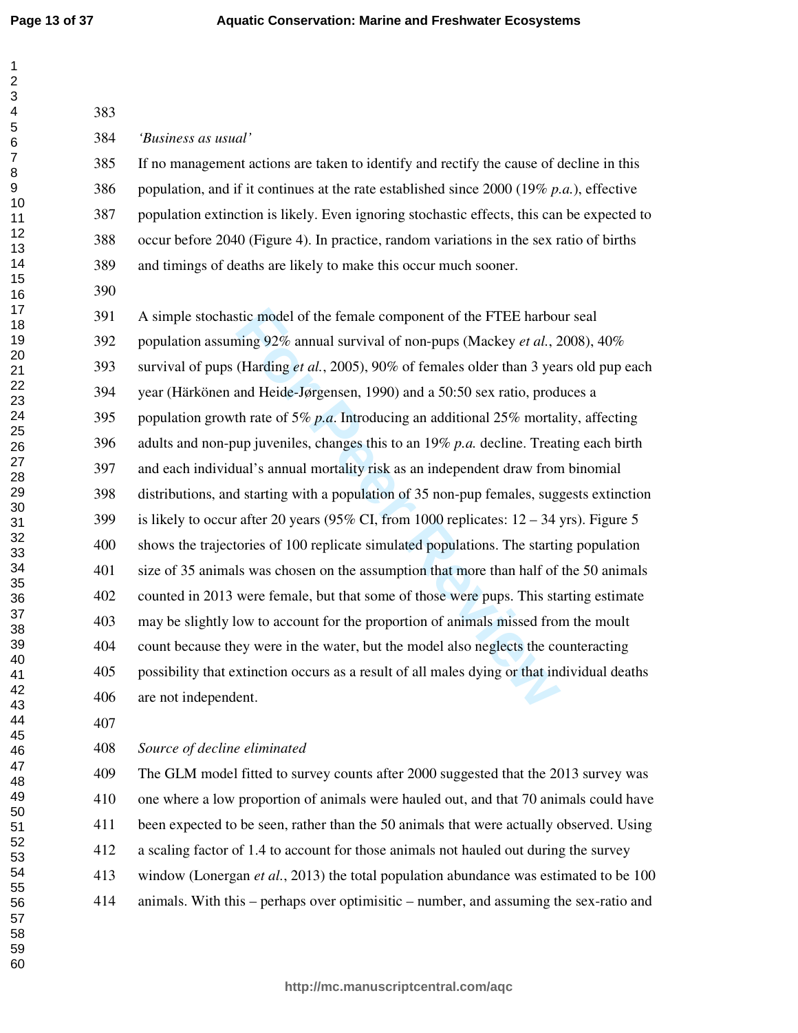*'Business as usual'*

If no management actions are taken to identify and rectify the cause of decline in this population, and if it continues at the rate established since 2000 (19% *p.a.*), effective population extinction is likely. Even ignoring stochastic effects, this can be expected to occur before 2040 (Figure 4). In practice, random variations in the sex ratio of births and timings of deaths are likely to make this occur much sooner.

A simple stochastic model of the female component of the FTEE harbour seal population assuming 92% annual survival of non-pups (Mackey *et al.*, 2008), 40% survival of pups (Harding *et al.*, 2005), 90% of females older than 3 years old pup each year (Härkönen and Heide-Jørgensen, 1990) and a 50:50 sex ratio, produces a population growth rate of 5% *p.a*. Introducing an additional 25% mortality, affecting adults and non-pup juveniles, changes this to an 19% *p.a.* decline. Treating each birth and each individual's annual mortality risk as an independent draw from binomial distributions, and starting with a population of 35 non-pup females, suggests extinction is likely to occur after 20 years (95% CI, from 1000 replicates: 12 – 34 yrs). Figure 5 shows the trajectories of 100 replicate simulated populations. The starting population size of 35 animals was chosen on the assumption that more than half of the 50 animals counted in 2013 were female, but that some of those were pups. This starting estimate may be slightly low to account for the proportion of animals missed from the moult count because they were in the water, but the model also neglects the counteracting possibility that extinction occurs as a result of all males dying or that individual deaths are not independent.

*Source of decline eliminated*

The GLM model fitted to survey counts after 2000 suggested that the 2013 survey was one where a low proportion of animals were hauled out, and that 70 animals could have been expected to be seen, rather than the 50 animals that were actually observed. Using a scaling factor of 1.4 to account for those animals not hauled out during the survey window (Lonergan *et al.*, 2013) the total population abundance was estimated to be 100 animals. With this – perhaps over optimisitic – number, and assuming the sex-ratio and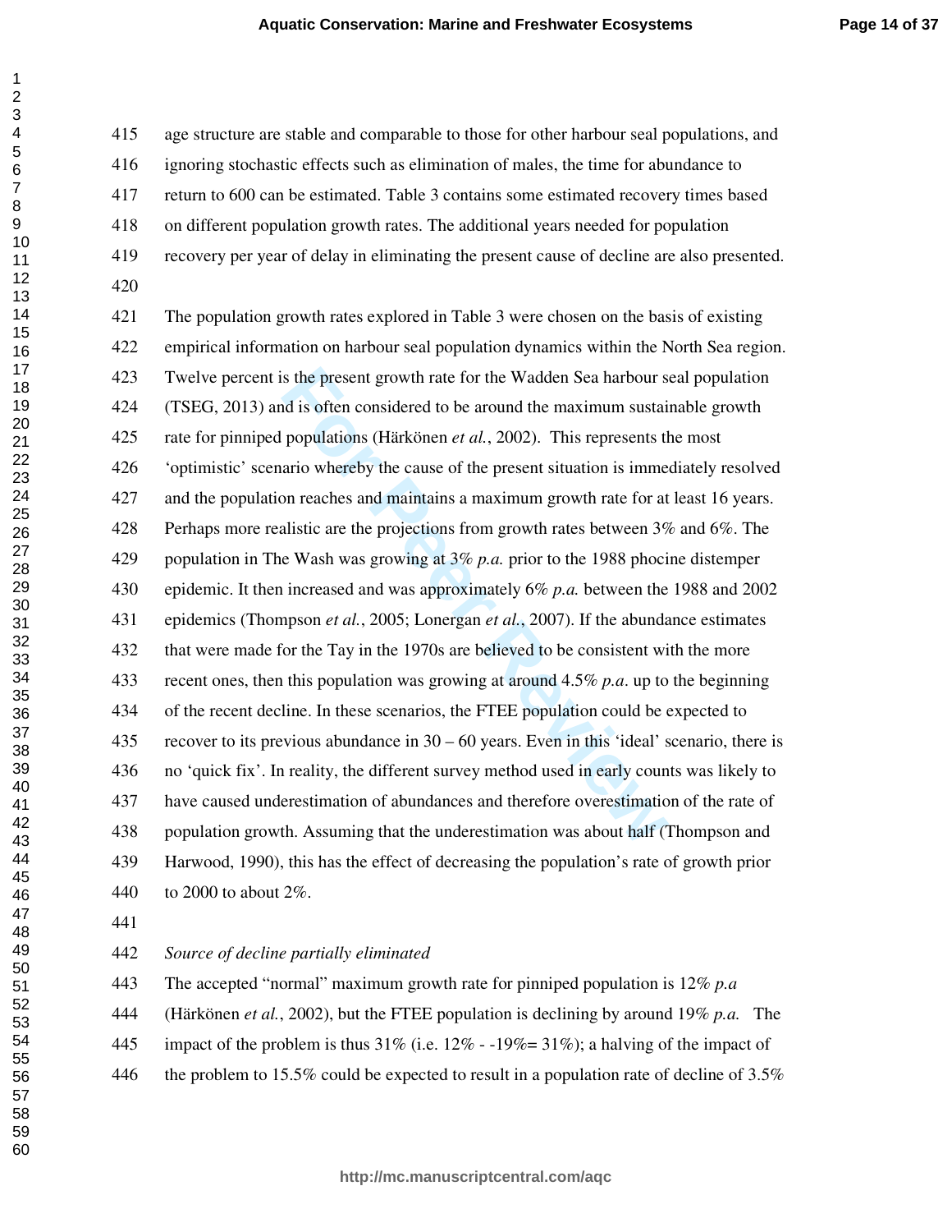age structure are stable and comparable to those for other harbour seal populations, and ignoring stochastic effects such as elimination of males, the time for abundance to return to 600 can be estimated. Table 3 contains some estimated recovery times based on different population growth rates. The additional years needed for population recovery per year of delay in eliminating the present cause of decline are also presented.

The population growth rates explored in Table 3 were chosen on the basis of existing empirical information on harbour seal population dynamics within the North Sea region. Twelve percent is the present growth rate for the Wadden Sea harbour seal population (TSEG, 2013) and is often considered to be around the maximum sustainable growth rate for pinniped populations (Härkönen *et al.*, 2002). This represents the most 'optimistic' scenario whereby the cause of the present situation is immediately resolved and the population reaches and maintains a maximum growth rate for at least 16 years. Perhaps more realistic are the projections from growth rates between 3% and 6%. The population in The Wash was growing at 3% *p.a.* prior to the 1988 phocine distemper epidemic. It then increased and was approximately 6% *p.a.* between the 1988 and 2002 epidemics (Thompson *et al.*, 2005; Lonergan *et al.*, 2007). If the abundance estimates that were made for the Tay in the 1970s are believed to be consistent with the more recent ones, then this population was growing at around 4.5% *p.a*. up to the beginning of the recent decline. In these scenarios, the FTEE population could be expected to recover to its previous abundance in 30 – 60 years. Even in this 'ideal' scenario, there is no 'quick fix'. In reality, the different survey method used in early counts was likely to have caused underestimation of abundances and therefore overestimation of the rate of population growth. Assuming that the underestimation was about half (Thompson and Harwood, 1990), this has the effect of decreasing the population's rate of growth prior to 2000 to about 2%.

*Source of decline partially eliminated*

The accepted "normal" maximum growth rate for pinniped population is 12% *p.a* (Härkönen *et al.*, 2002), but the FTEE population is declining by around 19% *p.a.* The impact of the problem is thus 31% (i.e. 12% - -19%= 31%); a halving of the impact of the problem to 15.5% could be expected to result in a population rate of decline of 3.5%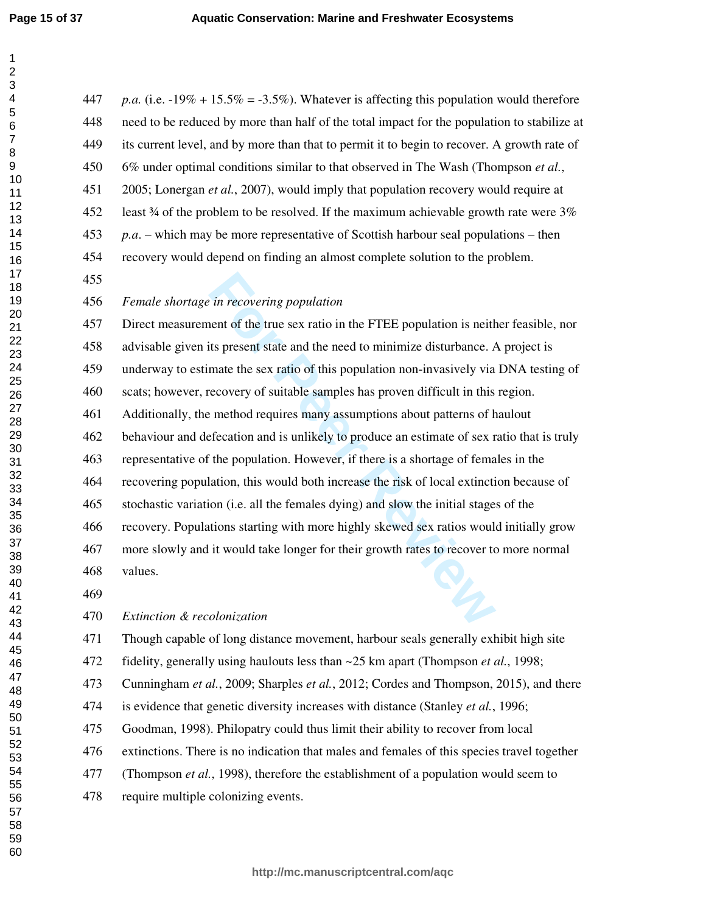*p.a.* (i.e. -19% + 15.5% = -3.5%). Whatever is affecting this population would therefore need to be reduced by more than half of the total impact for the population to stabilize at its current level, and by more than that to permit it to begin to recover. A growth rate of 6% under optimal conditions similar to that observed in The Wash (Thompson *et al.*, 2005; Lonergan *et al.*, 2007), would imply that population recovery would require at least ¾ of the problem to be resolved. If the maximum achievable growth rate were 3% *p.a.* – which may be more representative of Scottish harbour seal populations – then recovery would depend on finding an almost complete solution to the problem.

*Female shortage in recovering population*

Direct measurement of the true sex ratio in the FTEE population is neither feasible, nor advisable given its present state and the need to minimize disturbance. A project is underway to estimate the sex ratio of this population non-invasively via DNA testing of scats; however, recovery of suitable samples has proven difficult in this region. Additionally, the method requires many assumptions about patterns of haulout behaviour and defecation and is unlikely to produce an estimate of sex ratio that is truly representative of the population. However, if there is a shortage of females in the recovering population, this would both increase the risk of local extinction because of stochastic variation (i.e. all the females dying) and slow the initial stages of the recovery. Populations starting with more highly skewed sex ratios would initially grow more slowly and it would take longer for their growth rates to recover to more normal values.

*Extinction & recolonization*

Though capable of long distance movement, harbour seals generally exhibit high site fidelity, generally using haulouts less than ~25 km apart (Thompson *et al.*, 1998; Cunningham *et al.*, 2009; Sharples *et al.*, 2012; Cordes and Thompson, 2015), and there is evidence that genetic diversity increases with distance (Stanley *et al.*, 1996; Goodman, 1998). Philopatry could thus limit their ability to recover from local extinctions. There is no indication that males and females of this species travel together (Thompson *et al.*, 1998), therefore the establishment of a population would seem to require multiple colonizing events.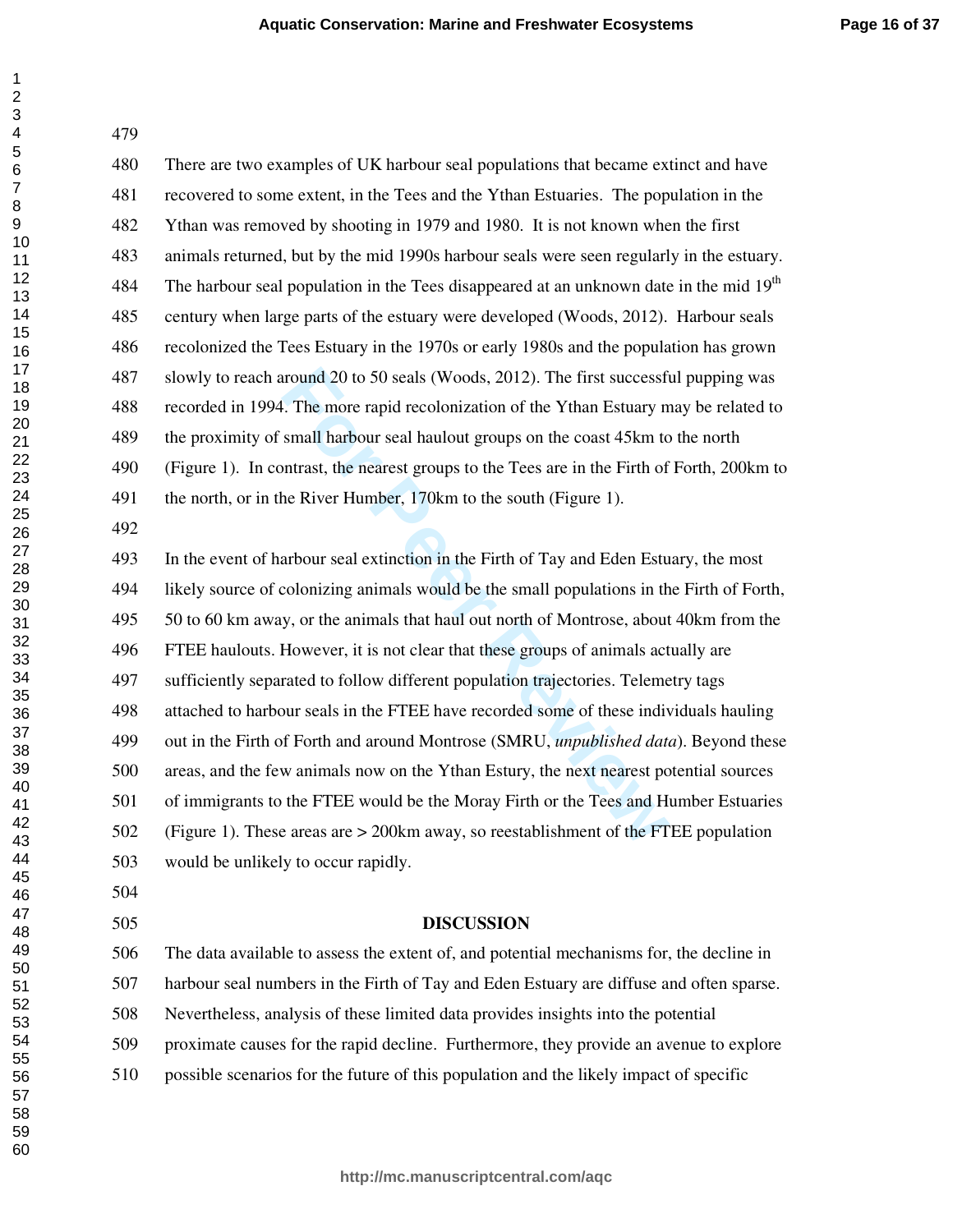There are two examples of UK harbour seal populations that became extinct and have recovered to some extent, in the Tees and the Ythan Estuaries. The population in the Ythan was removed by shooting in 1979 and 1980. It is not known when the first animals returned, but by the mid 1990s harbour seals were seen regularly in the estuary. The harbour seal population in the Tees disappeared at an unknown date in the mid 19th century when large parts of the estuary were developed (Woods, 2012). Harbour seals recolonized the Tees Estuary in the 1970s or early 1980s and the population has grown slowly to reach around 20 to 50 seals (Woods, 2012). The first successful pupping was recorded in 1994. The more rapid recolonization of the Ythan Estuary may be related to the proximity of small harbour seal haulout groups on the coast 45km to the north (Figure 1). In contrast, the nearest groups to the Tees are in the Firth of Forth, 200km to the north, or in the River Humber, 170km to the south (Figure 1).

In the event of harbour seal extinction in the Firth of Tay and Eden Estuary, the most likely source of colonizing animals would be the small populations in the Firth of Forth, 50 to 60 km away, or the animals that haul out north of Montrose, about 40km from the FTEE haulouts. However, it is not clear that these groups of animals actually are sufficiently separated to follow different population trajectories. Telemetry tags attached to harbour seals in the FTEE have recorded some of these individuals hauling out in the Firth of Forth and around Montrose (SMRU, *unpublished data*). Beyond these areas, and the few animals now on the Ythan Estury, the next nearest potential sources of immigrants to the FTEE would be the Moray Firth or the Tees and Humber Estuaries (Figure 1). These areas are > 200km away, so reestablishment of the FTEE population would be unlikely to occur rapidly.

## DISCUSSION

The data available to assess the extent of, and potential mechanisms for, the decline in harbour seal numbers in the Firth of Tay and Eden Estuary are diffuse and often sparse. Nevertheless, analysis of these limited data provides insights into the potential proximate causes for the rapid decline. Furthermore, they provide an avenue to explore possible scenarios for the future of this population and the likely impact of specific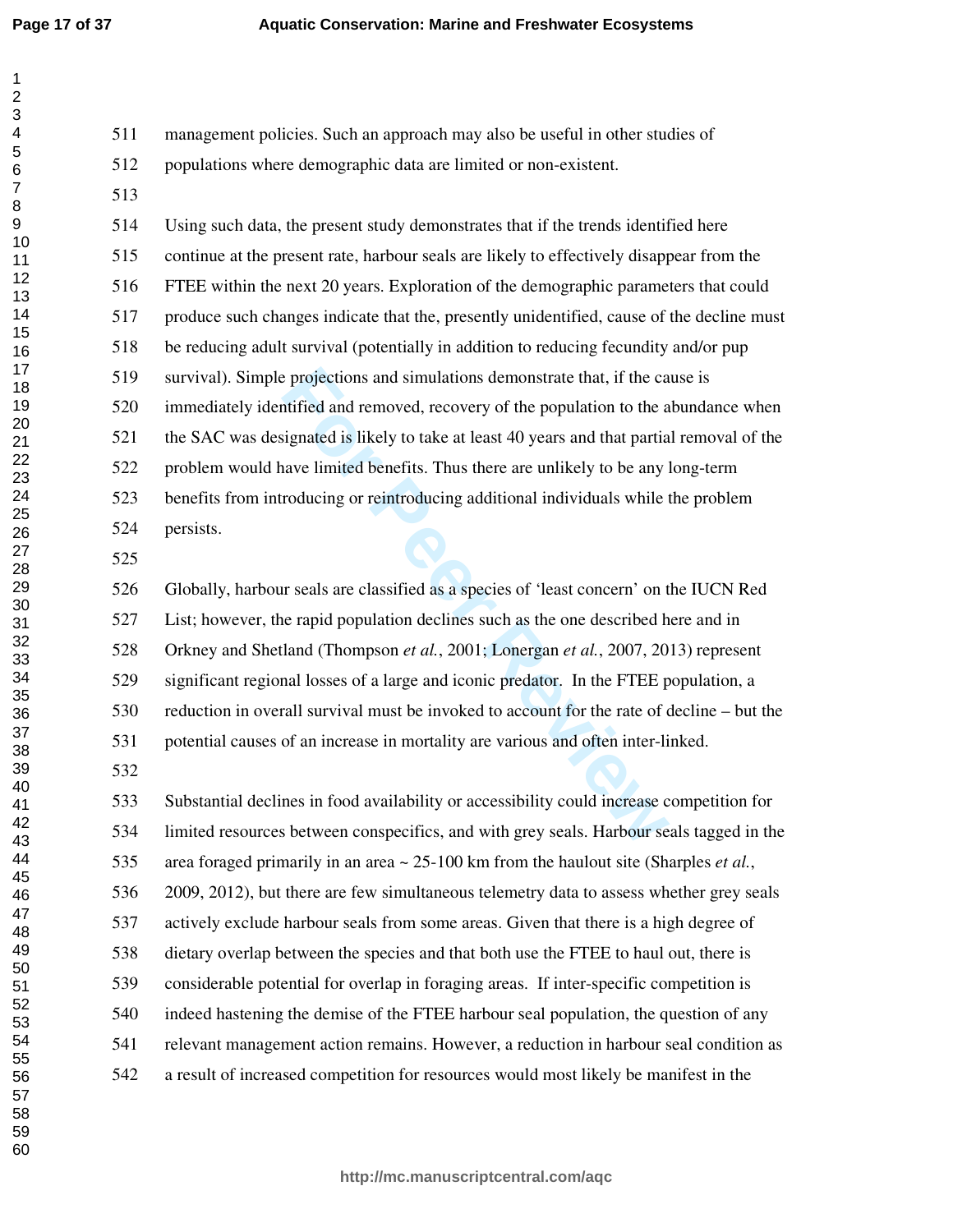management policies. Such an approach may also be useful in other studies of populations where demographic data are limited or non-existent.

Using such data, the present study demonstrates that if the trends identified here continue at the present rate, harbour seals are likely to effectively disappear from the FTEE within the next 20 years. Exploration of the demographic parameters that could produce such changes indicate that the, presently unidentified, cause of the decline must be reducing adult survival (potentially in addition to reducing fecundity and/or pup survival). Simple projections and simulations demonstrate that, if the cause is immediately identified and removed, recovery of the population to the abundance when the SAC was designated is likely to take at least 40 years and that partial removal of the problem would have limited benefits. Thus there are unlikely to be any long-term benefits from introducing or reintroducing additional individuals while the problem persists.

Globally, harbour seals are classified as a species of 'least concern' on the IUCN Red List; however, the rapid population declines such as the one described here and in Orkney and Shetland (Thompson *et al.*, 2001; Lonergan *et al.*, 2007, 2013) represent significant regional losses of a large and iconic predator. In the FTEE population, a reduction in overall survival must be invoked to account for the rate of decline – but the potential causes of an increase in mortality are various and often inter-linked.

Substantial declines in food availability or accessibility could increase competition for limited resources between conspecifics, and with grey seals. Harbour seals tagged in the area foraged primarily in an area ~ 25-100 km from the haulout site (Sharples *et al.*, 2009, 2012), but there are few simultaneous telemetry data to assess whether grey seals actively exclude harbour seals from some areas. Given that there is a high degree of dietary overlap between the species and that both use the FTEE to haul out, there is considerable potential for overlap in foraging areas. If inter-specific competition is indeed hastening the demise of the FTEE harbour seal population, the question of any relevant management action remains. However, a reduction in harbour seal condition as a result of increased competition for resources would most likely be manifest in the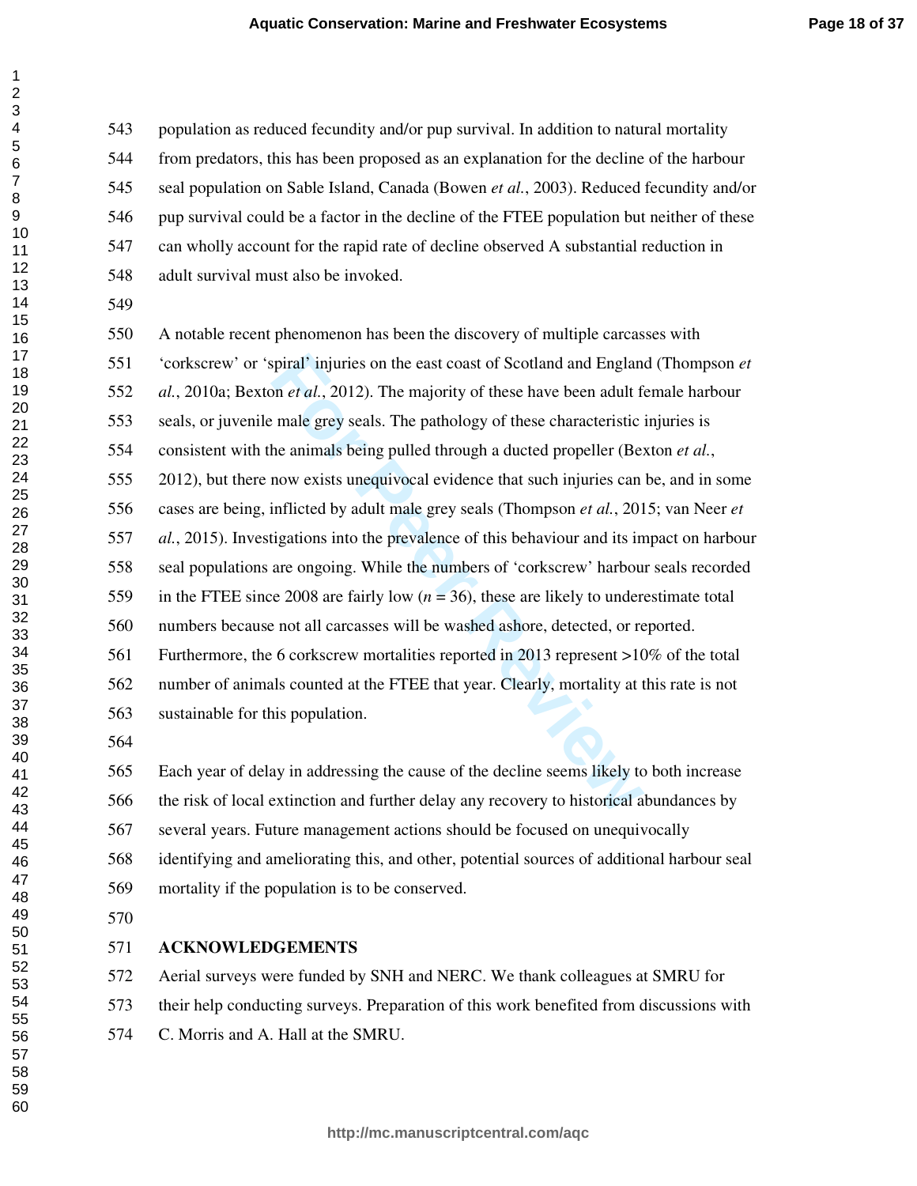population as reduced fecundity and/or pup survival. In addition to natural mortality from predators, this has been proposed as an explanation for the decline of the harbour seal population on Sable Island, Canada (Bowen *et al.*, 2003). Reduced fecundity and/or pup survival could be a factor in the decline of the FTEE population but neither of these can wholly account for the rapid rate of decline observed A substantial reduction in adult survival must also be invoked.

A notable recent phenomenon has been the discovery of multiple carcasses with 'corkscrew' or 'spiral' injuries on the east coast of Scotland and England (Thompson *et al.*, 2010a; Bexton *et al.*, 2012). The majority of these have been adult female harbour seals, or juvenile male grey seals. The pathology of these characteristic injuries is consistent with the animals being pulled through a ducted propeller (Bexton *et al.*, 2012), but there now exists unequivocal evidence that such injuries can be, and in some cases are being, inflicted by adult male grey seals (Thompson *et al.*, 2015; van Neer *et al.*, 2015). Investigations into the prevalence of this behaviour and its impact on harbour seal populations are ongoing. While the numbers of 'corkscrew' harbour seals recorded in the FTEE since 2008 are fairly low ($n$ = 36), these are likely to underestimate total numbers because not all carcasses will be washed ashore, detected, or reported. Furthermore, the 6 corkscrew mortalities reported in 2013 represent >10% of the total number of animals counted at the FTEE that year. Clearly, mortality at this rate is not sustainable for this population.

Each year of delay in addressing the cause of the decline seems likely to both increase the risk of local extinction and further delay any recovery to historical abundances by several years. Future management actions should be focused on unequivocally identifying and ameliorating this, and other, potential sources of additional harbour seal mortality if the population is to be conserved.

## ACKNOWLEDGEMENTS

Aerial surveys were funded by SNH and NERC. We thank colleagues at SMRU for their help conducting surveys. Preparation of this work benefited from discussions with C. Morris and A. Hall at the SMRU.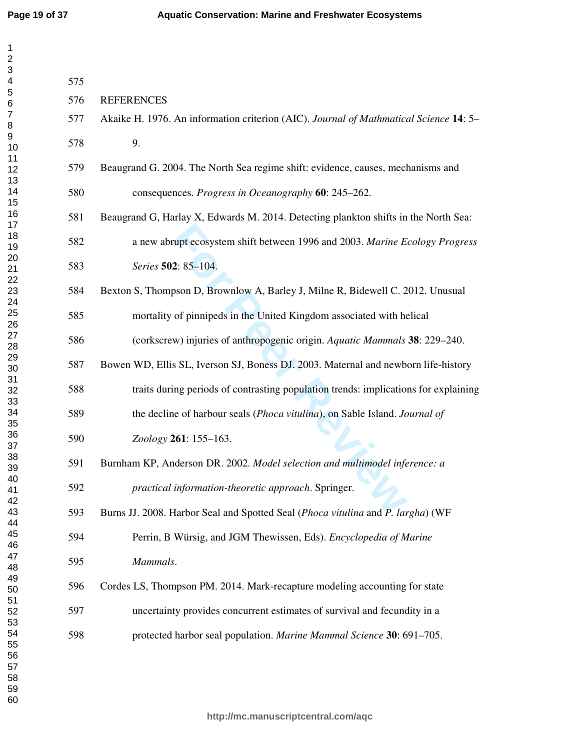## REFERENCES

Akaike H. 1976. An information criterion (AIC). *Journal of Mathmatical Science* **14**: 5–9.

Beaugrand G. 2004. The North Sea regime shift: evidence, causes, mechanisms and consequences. *Progress in Oceanography* **60**: 245–262.

Beaugrand G, Harlay X, Edwards M. 2014. Detecting plankton shifts in the North Sea: a new abrupt ecosystem shift between 1996 and 2003. *Marine Ecology Progress Series* **502**: 85–104.

Bexton S, Thompson D, Brownlow A, Barley J, Milne R, Bidewell C. 2012. Unusual mortality of pinnipeds in the United Kingdom associated with helical (corkscrew) injuries of anthropogenic origin. *Aquatic Mammals* **38**: 229–240.

Bowen WD, Ellis SL, Iverson SJ, Boness DJ. 2003. Maternal and newborn life-history traits during periods of contrasting population trends: implications for explaining the decline of harbour seals (*Phoca vitulina*), on Sable Island. *Journal of Zoology* **261**: 155–163.

Burnham KP, Anderson DR. 2002. *Model selection and multimodel inference: a practical information-theoretic approach*. Springer.

Burns JJ. 2008. Harbor Seal and Spotted Seal (*Phoca vitulina* and *P. largha*) (WF Perrin, B Würsig, and JGM Thewissen, Eds). *Encyclopedia of Marine Mammals*.

Cordes LS, Thompson PM. 2014. Mark-recapture modeling accounting for state uncertainty provides concurrent estimates of survival and fecundity in a protected harbor seal population. *Marine Mammal Science* **30**: 691–705.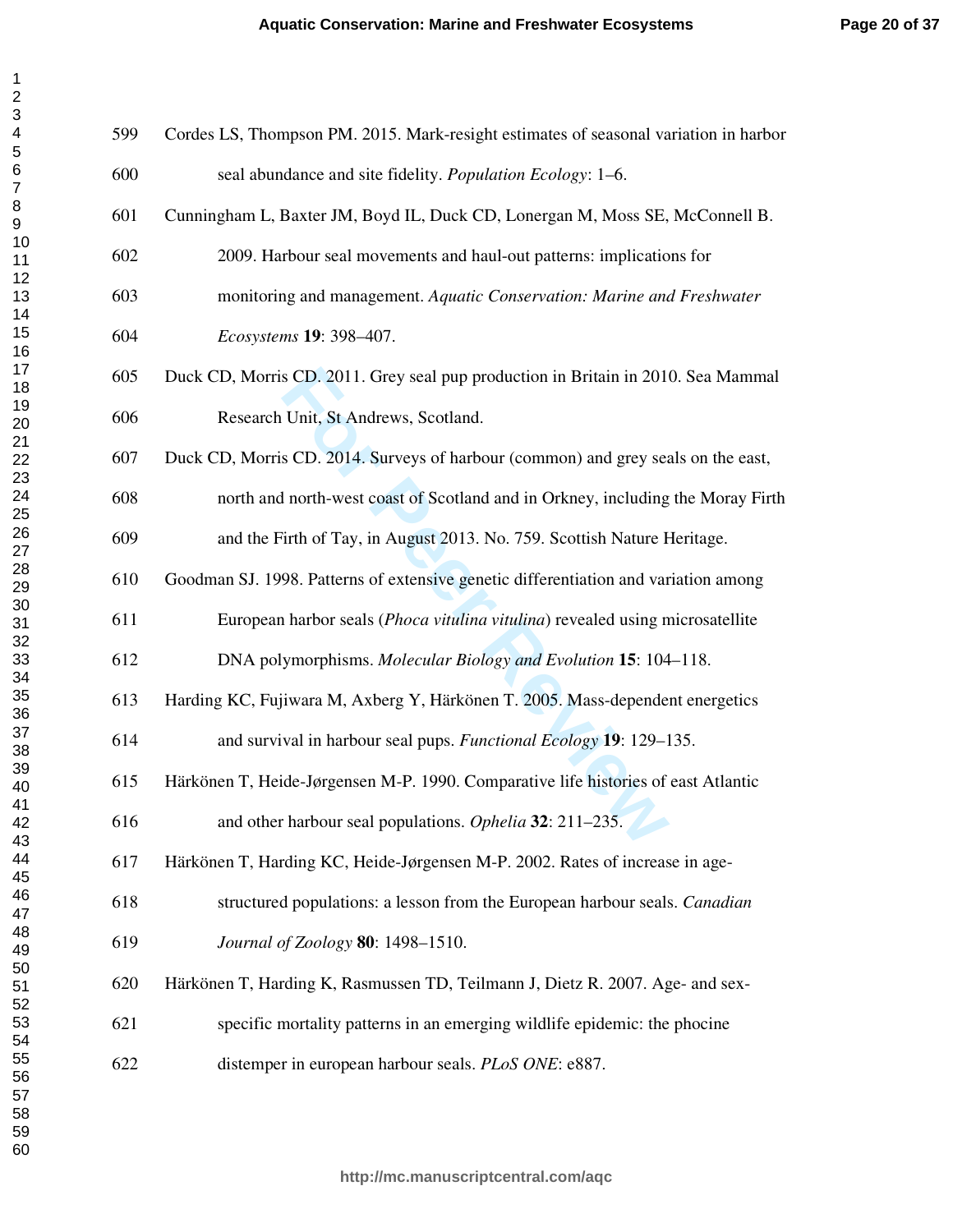Cordes LS, Thompson PM. 2015. Mark-resight estimates of seasonal variation in harbor seal abundance and site fidelity. *Population Ecology*: 1–6.

Cunningham L, Baxter JM, Boyd IL, Duck CD, Lonergan M, Moss SE, McConnell B. 2009. Harbour seal movements and haul-out patterns: implications for monitoring and management. *Aquatic Conservation: Marine and Freshwater Ecosystems* **19**: 398–407.

Duck CD, Morris CD. 2011. Grey seal pup production in Britain in 2010. Sea Mammal Research Unit, St Andrews, Scotland.

Duck CD, Morris CD. 2014. Surveys of harbour (common) and grey seals on the east, north and north-west coast of Scotland and in Orkney, including the Moray Firth and the Firth of Tay, in August 2013. No. 759. Scottish Nature Heritage.

Goodman SJ. 1998. Patterns of extensive genetic differentiation and variation among European harbor seals (*Phoca vitulina vitulina*) revealed using microsatellite DNA polymorphisms. *Molecular Biology and Evolution* **15**: 104–118.

Harding KC, Fujiwara M, Axberg Y, Härkönen T. 2005. Mass-dependent energetics and survival in harbour seal pups. *Functional Ecology* **19**: 129–135.

Härkönen T, Heide-Jørgensen M-P. 1990. Comparative life histories of east Atlantic and other harbour seal populations. *Ophelia* **32**: 211–235.

Härkönen T, Harding KC, Heide-Jørgensen M-P. 2002. Rates of increase in age-structured populations: a lesson from the European harbour seals. *Canadian Journal of Zoology* **80**: 1498–1510.

Härkönen T, Harding K, Rasmussen TD, Teilmann J, Dietz R. 2007. Age- and sex-specific mortality patterns in an emerging wildlife epidemic: the phocine distemper in european harbour seals. *PLoS ONE*: e887.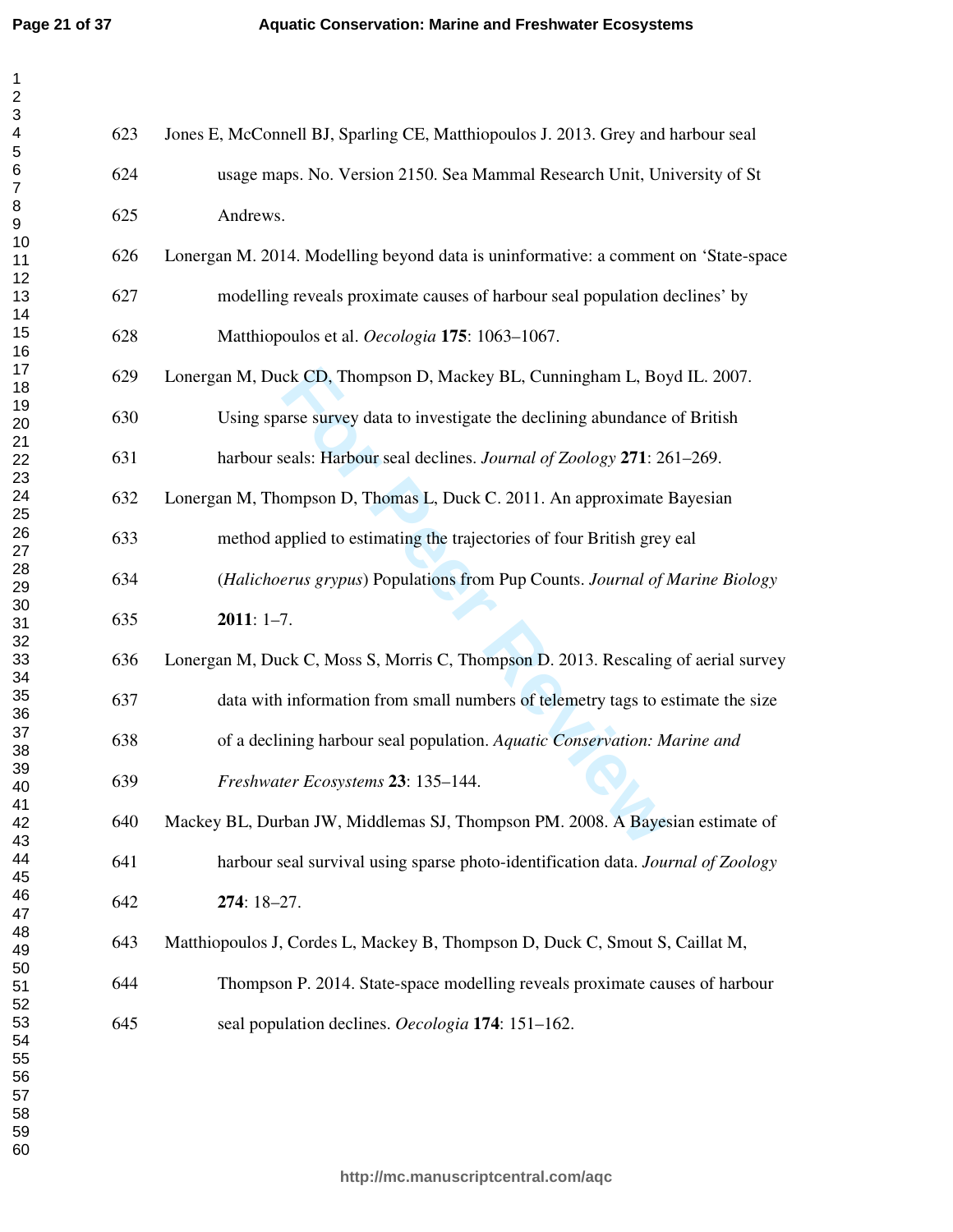Jones E, McConnell BJ, Sparling CE, Matthiopoulos J. 2013. Grey and harbour seal usage maps. No. Version 2150. Sea Mammal Research Unit, University of St Andrews.

Lonergan M. 2014. Modelling beyond data is uninformative: a comment on 'State-space modelling reveals proximate causes of harbour seal population declines' by Matthiopoulos et al. *Oecologia* **175**: 1063–1067.

Lonergan M, Duck CD, Thompson D, Mackey BL, Cunningham L, Boyd IL. 2007. Using sparse survey data to investigate the declining abundance of British harbour seals: Harbour seal declines. *Journal of Zoology* **271**: 261–269.

Lonergan M, Thompson D, Thomas L, Duck C. 2011. An approximate Bayesian method applied to estimating the trajectories of four British grey eal (*Halichoerus grypus*) Populations from Pup Counts. *Journal of Marine Biology* **2011**: 1–7.

Lonergan M, Duck C, Moss S, Morris C, Thompson D. 2013. Rescaling of aerial survey data with information from small numbers of telemetry tags to estimate the size of a declining harbour seal population. *Aquatic Conservation: Marine and Freshwater Ecosystems* **23**: 135–144.

Mackey BL, Durban JW, Middlemas SJ, Thompson PM. 2008. A Bayesian estimate of harbour seal survival using sparse photo-identification data. *Journal of Zoology* **274**: 18–27.

Matthiopoulos J, Cordes L, Mackey B, Thompson D, Duck C, Smout S, Caillat M, Thompson P. 2014. State-space modelling reveals proximate causes of harbour seal population declines. *Oecologia* **174**: 151–162.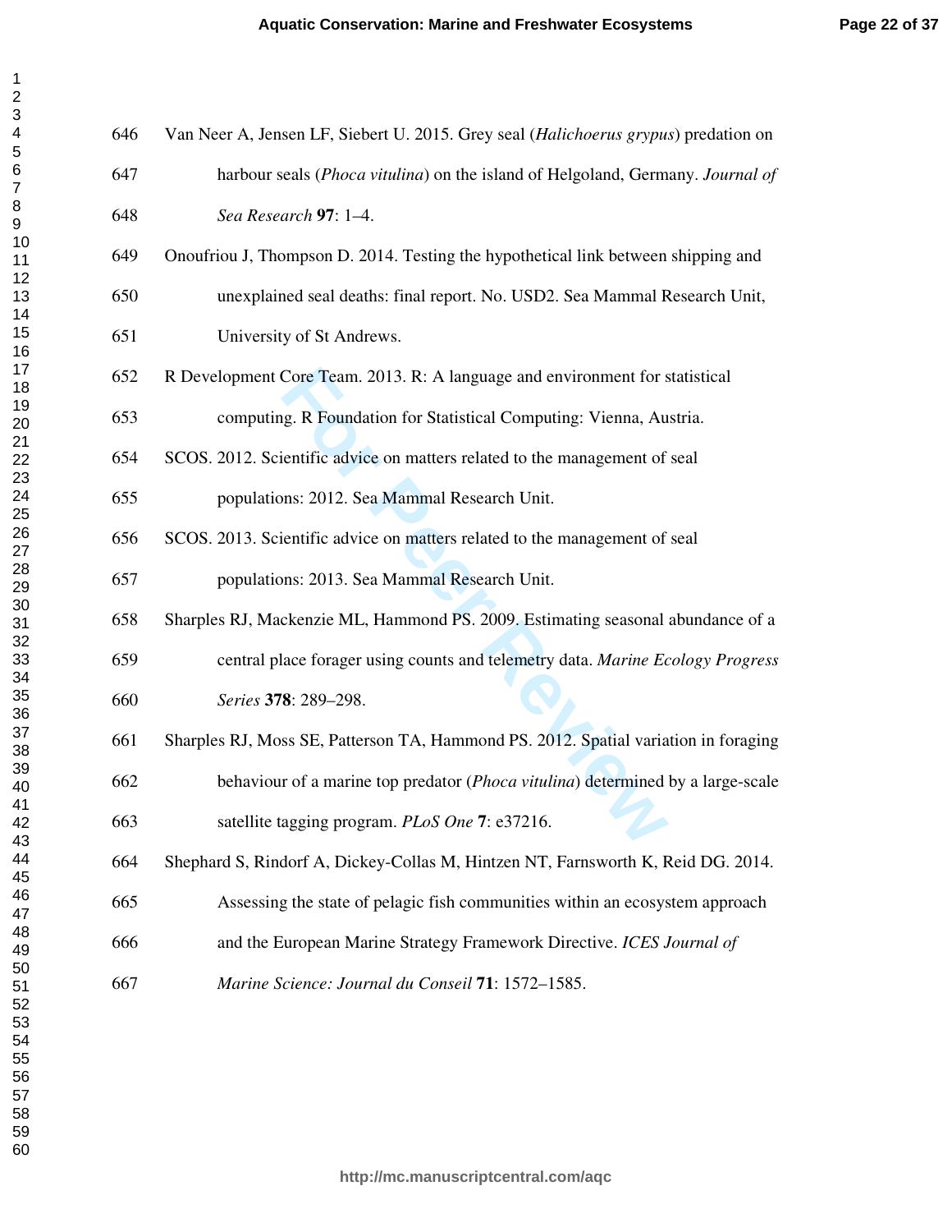Van Neer A, Jensen LF, Siebert U. 2015. Grey seal (*Halichoerus grypus*) predation on harbour seals (*Phoca vitulina*) on the island of Helgoland, Germany. *Journal of Sea Research* **97**: 1–4.

Onoufriou J, Thompson D. 2014. Testing the hypothetical link between shipping and unexplained seal deaths: final report. No. USD2. Sea Mammal Research Unit, University of St Andrews.

R Development Core Team. 2013. R: A language and environment for statistical computing. R Foundation for Statistical Computing: Vienna, Austria.

SCOS. 2012. Scientific advice on matters related to the management of seal populations: 2012. Sea Mammal Research Unit.

SCOS. 2013. Scientific advice on matters related to the management of seal populations: 2013. Sea Mammal Research Unit.

Sharples RJ, Mackenzie ML, Hammond PS. 2009. Estimating seasonal abundance of a central place forager using counts and telemetry data. *Marine Ecology Progress Series* **378**: 289–298.

Sharples RJ, Moss SE, Patterson TA, Hammond PS. 2012. Spatial variation in foraging behaviour of a marine top predator (*Phoca vitulina*) determined by a large-scale satellite tagging program. *PLoS One* **7**: e37216.

Shephard S, Rindorf A, Dickey-Collas M, Hintzen NT, Farnsworth K, Reid DG. 2014. Assessing the state of pelagic fish communities within an ecosystem approach and the European Marine Strategy Framework Directive. *ICES Journal of Marine Science: Journal du Conseil* **71**: 1572–1585.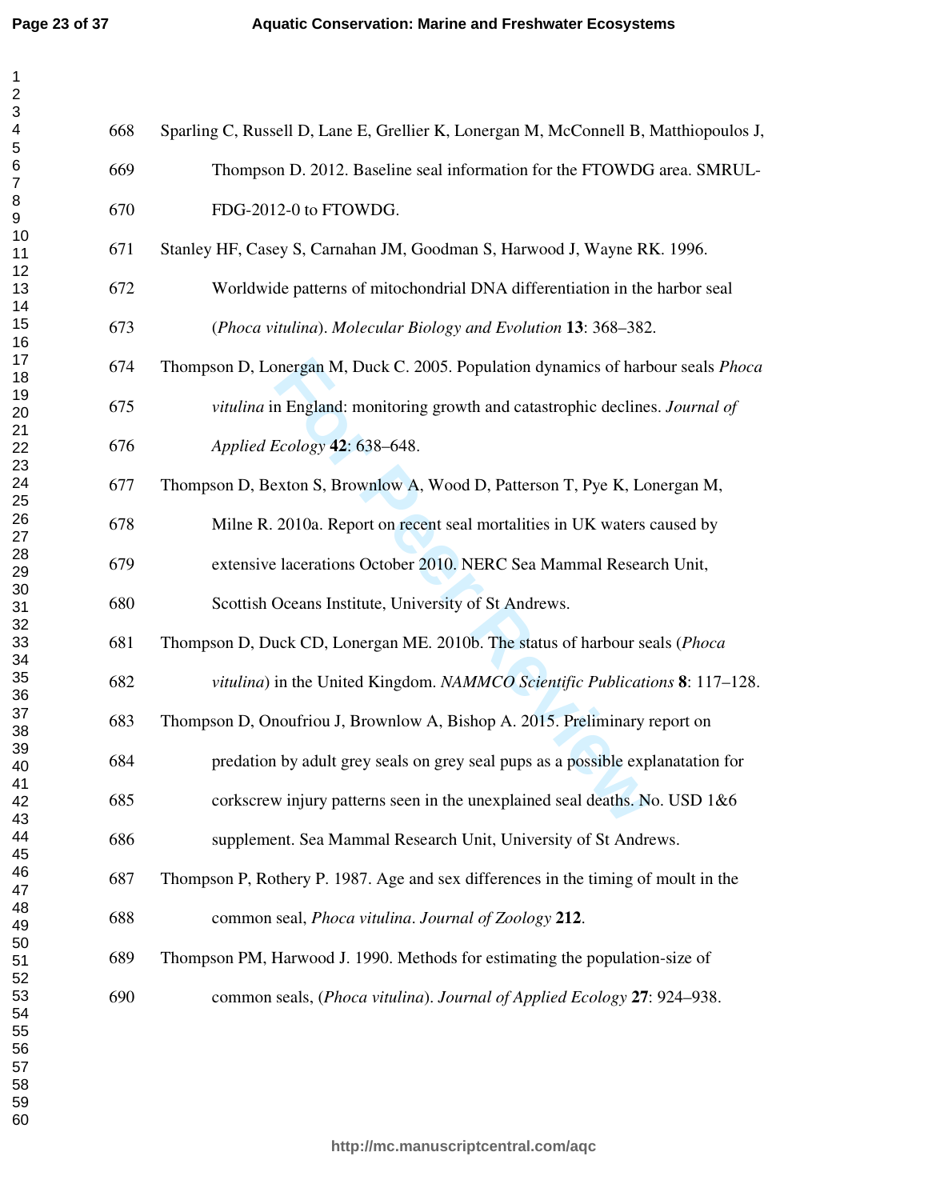Sparling C, Russell D, Lane E, Grellier K, Lonergan M, McConnell B, Matthiopoulos J, Thompson D. 2012. Baseline seal information for the FTOWDG area. SMRUL-FDG-2012-0 to FTOWDG.

Stanley HF, Casey S, Carnahan JM, Goodman S, Harwood J, Wayne RK. 1996. Worldwide patterns of mitochondrial DNA differentiation in the harbor seal (*Phoca vitulina*). *Molecular Biology and Evolution* **13**: 368–382.

Thompson D, Lonergan M, Duck C. 2005. Population dynamics of harbour seals *Phoca vitulina* in England: monitoring growth and catastrophic declines. *Journal of Applied Ecology* **42**: 638–648.

Thompson D, Bexton S, Brownlow A, Wood D, Patterson T, Pye K, Lonergan M, Milne R. 2010a. Report on recent seal mortalities in UK waters caused by extensive lacerations October 2010. NERC Sea Mammal Research Unit, Scottish Oceans Institute, University of St Andrews.

Thompson D, Duck CD, Lonergan ME. 2010b. The status of harbour seals (*Phoca vitulina*) in the United Kingdom. *NAMMCO Scientific Publications* **8**: 117–128.

Thompson D, Onoufriou J, Brownlow A, Bishop A. 2015. Preliminary report on predation by adult grey seals on grey seal pups as a possible explanatation for corkscrew injury patterns seen in the unexplained seal deaths. No. USD 1&6 supplement. Sea Mammal Research Unit, University of St Andrews.

Thompson P, Rothery P. 1987. Age and sex differences in the timing of moult in the common seal, *Phoca vitulina*. *Journal of Zoology* **212**.

Thompson PM, Harwood J. 1990. Methods for estimating the population-size of common seals, (*Phoca vitulina*). *Journal of Applied Ecology* **27**: 924–938.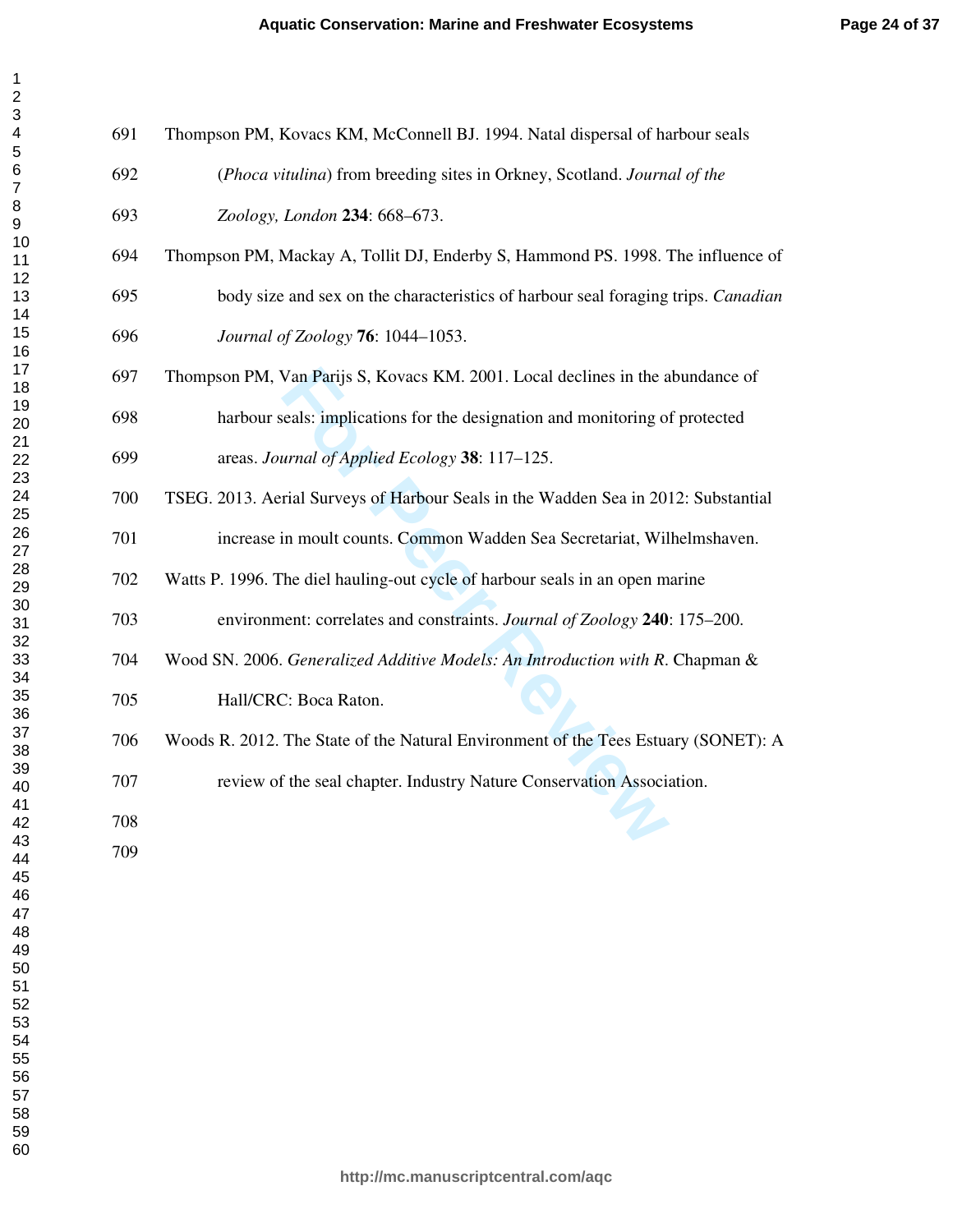Thompson PM, Kovacs KM, McConnell BJ. 1994. Natal dispersal of harbour seals (*Phoca vitulina*) from breeding sites in Orkney, Scotland. *Journal of the Zoology, London* **234**: 668–673.

Thompson PM, Mackay A, Tollit DJ, Enderby S, Hammond PS. 1998. The influence of body size and sex on the characteristics of harbour seal foraging trips. *Canadian Journal of Zoology* **76**: 1044–1053.

Thompson PM, Van Parijs S, Kovacs KM. 2001. Local declines in the abundance of harbour seals: implications for the designation and monitoring of protected areas. *Journal of Applied Ecology* **38**: 117–125.

TSEG. 2013. Aerial Surveys of Harbour Seals in the Wadden Sea in 2012: Substantial increase in moult counts. Common Wadden Sea Secretariat, Wilhelmshaven.

Watts P. 1996. The diel hauling-out cycle of harbour seals in an open marine environment: correlates and constraints. *Journal of Zoology* **240**: 175–200.

Wood SN. 2006. *Generalized Additive Models: An Introduction with R*. Chapman & Hall/CRC: Boca Raton.

Woods R. 2012. The State of the Natural Environment of the Tees Estuary (SONET): A review of the seal chapter. Industry Nature Conservation Association.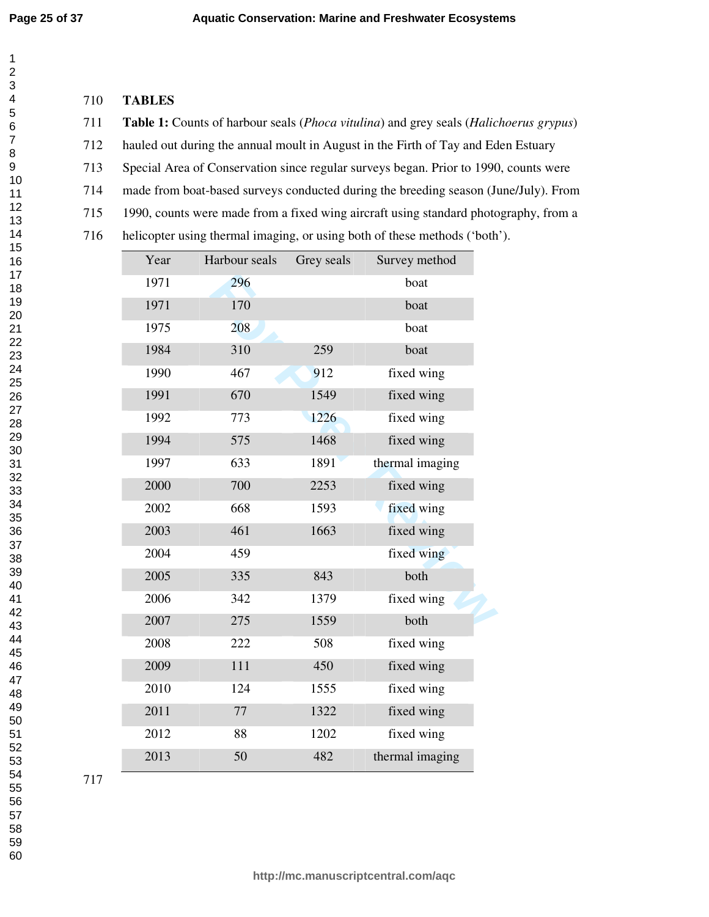# TABLES

**Table 1:** Counts of harbour seals (*Phoca vitulina*) and grey seals (*Halichoerus grypus*) hauled out during the annual moult in August in the Firth of Tay and Eden Estuary Special Area of Conservation since regular surveys began. Prior to 1990, counts were made from boat-based surveys conducted during the breeding season (June/July). From 1990, counts were made from a fixed wing aircraft using standard photography, from a helicopter using thermal imaging, or using both of these methods ('both').

| Year | Harbour seals | Grey seals | Survey method |
|---|---|---|---|
| 1971 | 296 | | boat |
| 1971 | 170 | | boat |
| 1975 | 208 | | boat |
| 1984 | 310 | 259 | boat |
| 1990 | 467 | 912 | fixed wing |
| 1991 | 670 | 1549 | fixed wing |
| 1992 | 773 | 1226 | fixed wing |
| 1994 | 575 | 1468 | fixed wing |
| 1997 | 633 | 1891 | thermal imaging |
| 2000 | 700 | 2253 | fixed wing |
| 2002 | 668 | 1593 | fixed wing |
| 2003 | 461 | 1663 | fixed wing |
| 2004 | 459 | | fixed wing |
| 2005 | 335 | 843 | both |
| 2006 | 342 | 1379 | fixed wing |
| 2007 | 275 | 1559 | both |
| 2008 | 222 | 508 | fixed wing |
| 2009 | 111 | 450 | fixed wing |
| 2010 | 124 | 1555 | fixed wing |
| 2011 | 77 | 1322 | fixed wing |
| 2012 | 88 | 1202 | fixed wing |
| 2013 | 50 | 482 | thermal imaging |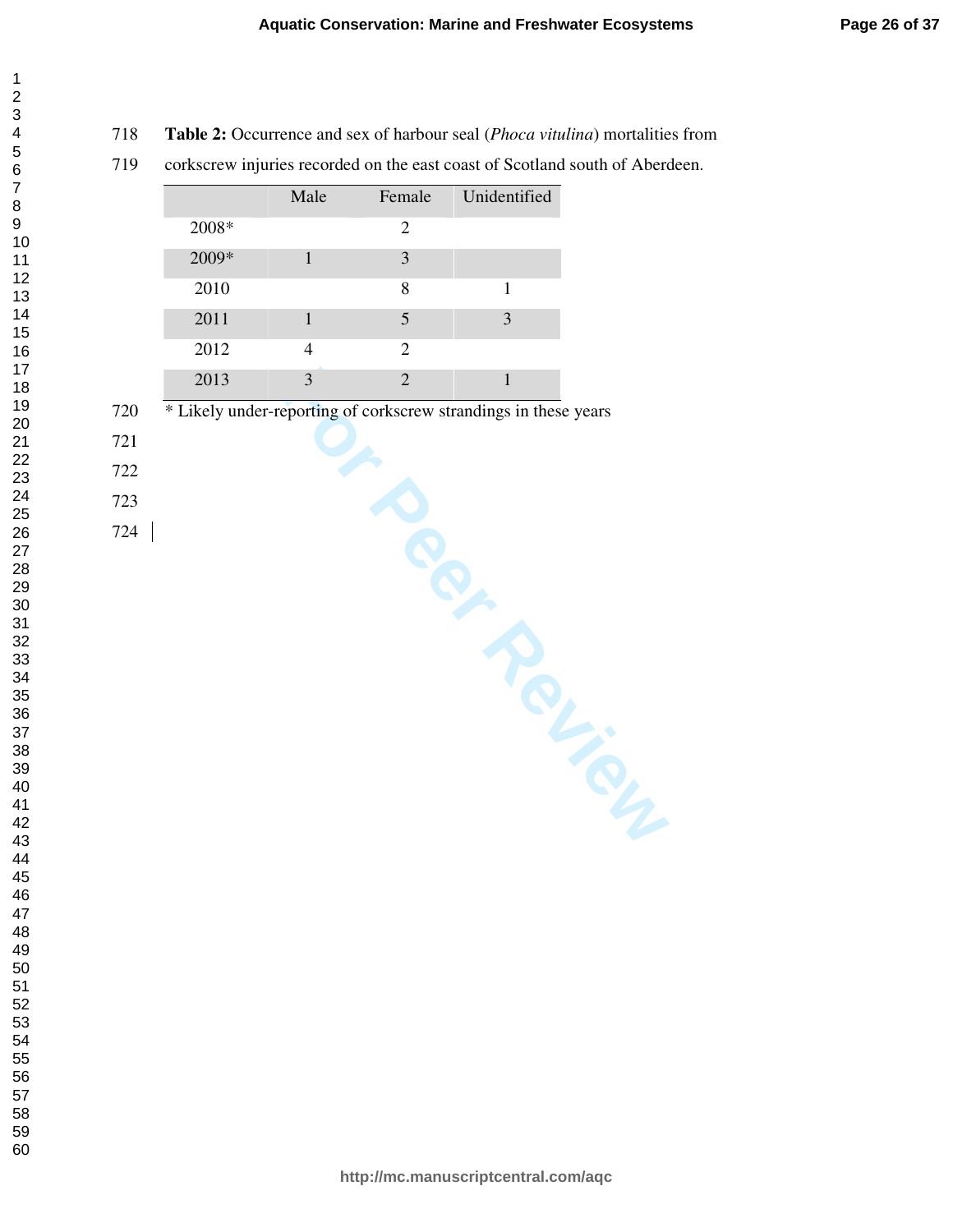**Table 2:** Occurrence and sex of harbour seal (*Phoca vitulina*) mortalities from corkscrew injuries recorded on the east coast of Scotland south of Aberdeen.

| | Male | Female | Unidentified |
|---|---|---|---|
| 2008* | | 2 | |
| 2009* | 1 | 3 | |
| 2010 | | 8 | 1 |
| 2011 | 1 | 5 | 3 |
| 2012 | 4 | 2 | |
| 2013 | 3 | 2 | 1 |

* Likely under-reporting of corkscrew strandings in these years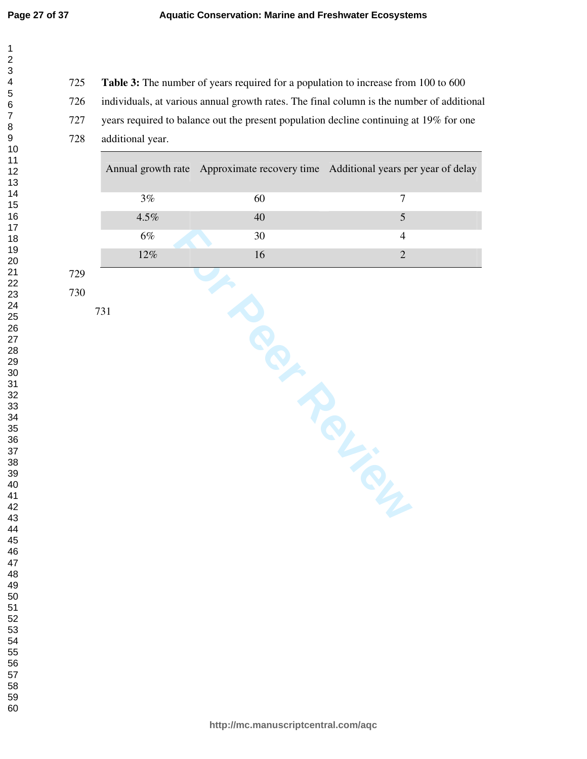**Table 3:** The number of years required for a population to increase from 100 to 600 individuals, at various annual growth rates. The final column is the number of additional years required to balance out the present population decline continuing at 19% for one additional year.

| Annual growth rate | Approximate recovery time | Additional years per year of delay |
|---|---|---|
| 3% | 60 | 7 |
| 4.5% | 40 | 5 |
| 6% | 30 | 4 |
| 12% | 16 | 2 |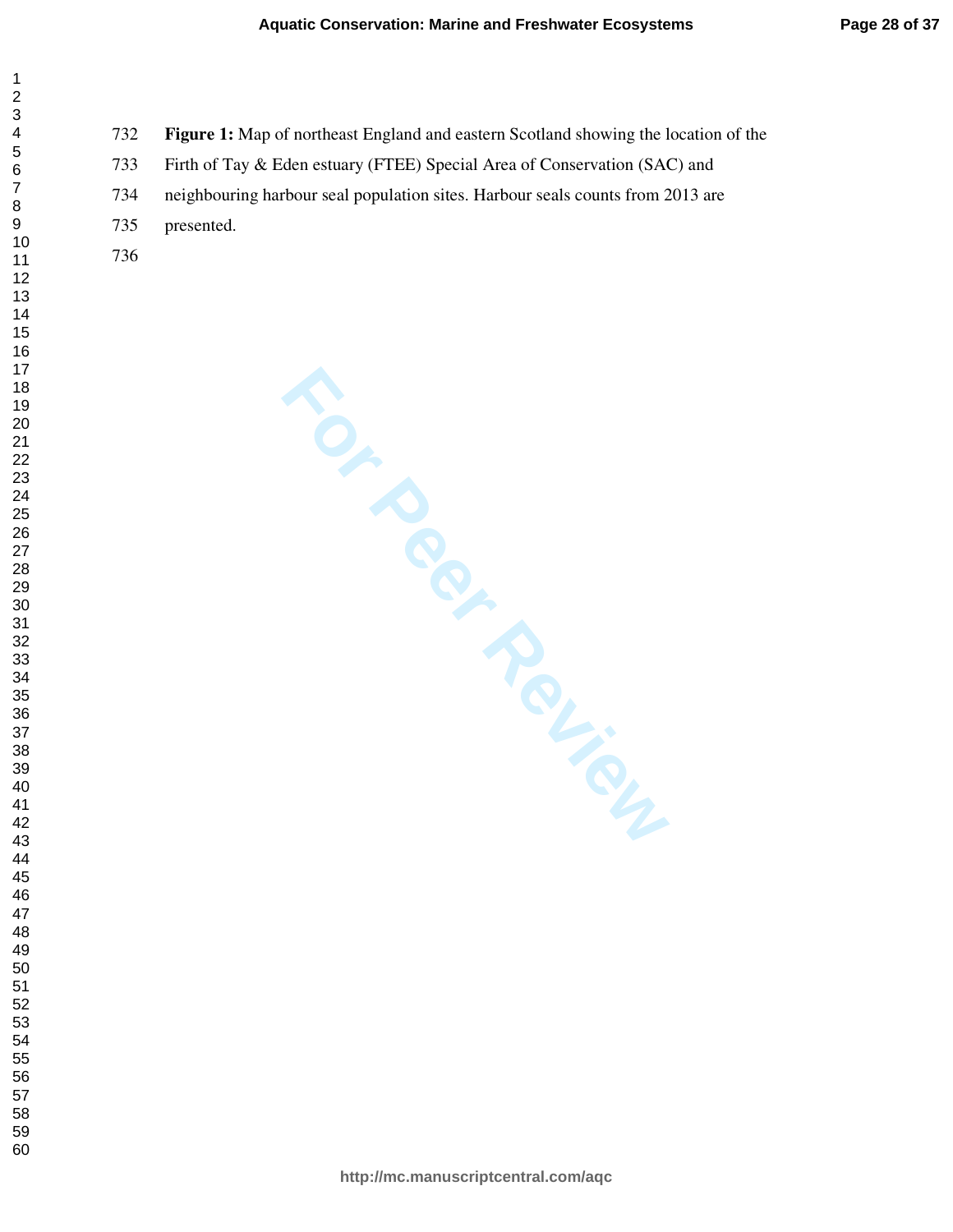**Figure 1:** Map of northeast England and eastern Scotland showing the location of the Firth of Tay & Eden estuary (FTEE) Special Area of Conservation (SAC) and neighbouring harbour seal population sites. Harbour seals counts from 2013 are presented.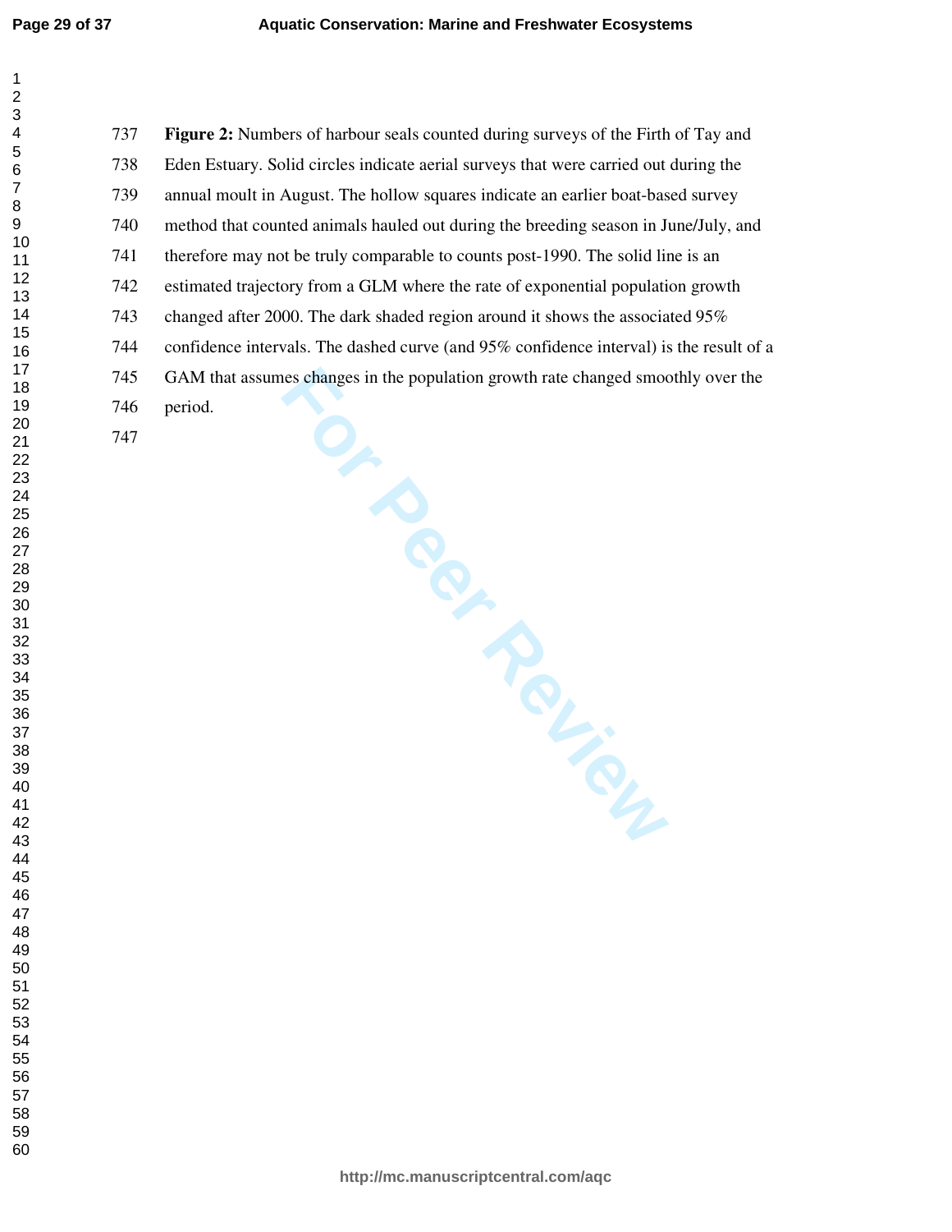**Figure 2:** Numbers of harbour seals counted during surveys of the Firth of Tay and Eden Estuary. Solid circles indicate aerial surveys that were carried out during the annual moult in August. The hollow squares indicate an earlier boat-based survey method that counted animals hauled out during the breeding season in June/July, and therefore may not be truly comparable to counts post-1990. The solid line is an estimated trajectory from a GLM where the rate of exponential population growth changed after 2000. The dark shaded region around it shows the associated 95% confidence intervals. The dashed curve (and 95% confidence interval) is the result of a GAM that assumes changes in the population growth rate changed smoothly over the period.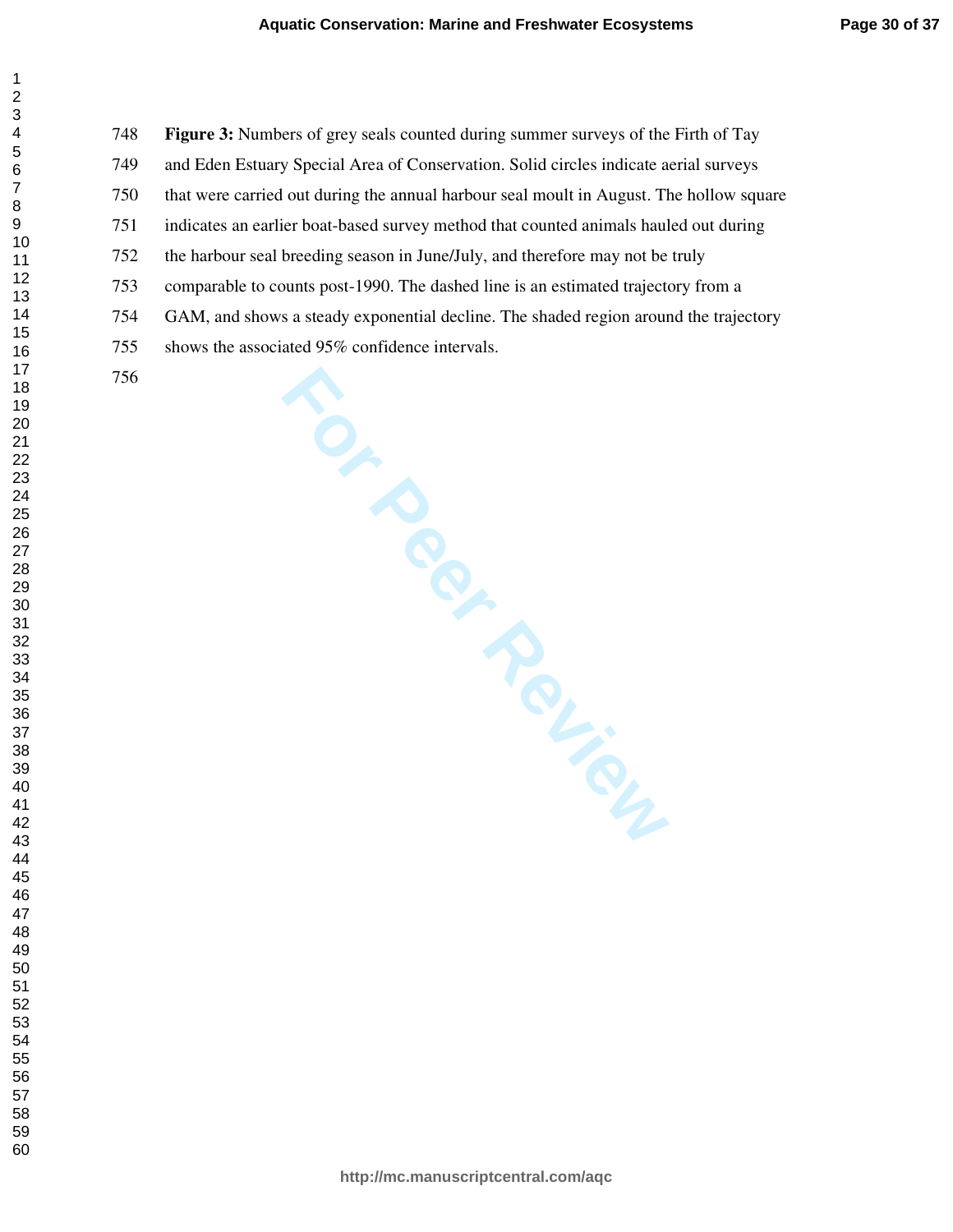**Figure 3:** Numbers of grey seals counted during summer surveys of the Firth of Tay and Eden Estuary Special Area of Conservation. Solid circles indicate aerial surveys that were carried out during the annual harbour seal moult in August. The hollow square indicates an earlier boat-based survey method that counted animals hauled out during the harbour seal breeding season in June/July, and therefore may not be truly comparable to counts post-1990. The dashed line is an estimated trajectory from a GAM, and shows a steady exponential decline. The shaded region around the trajectory shows the associated 95% confidence intervals.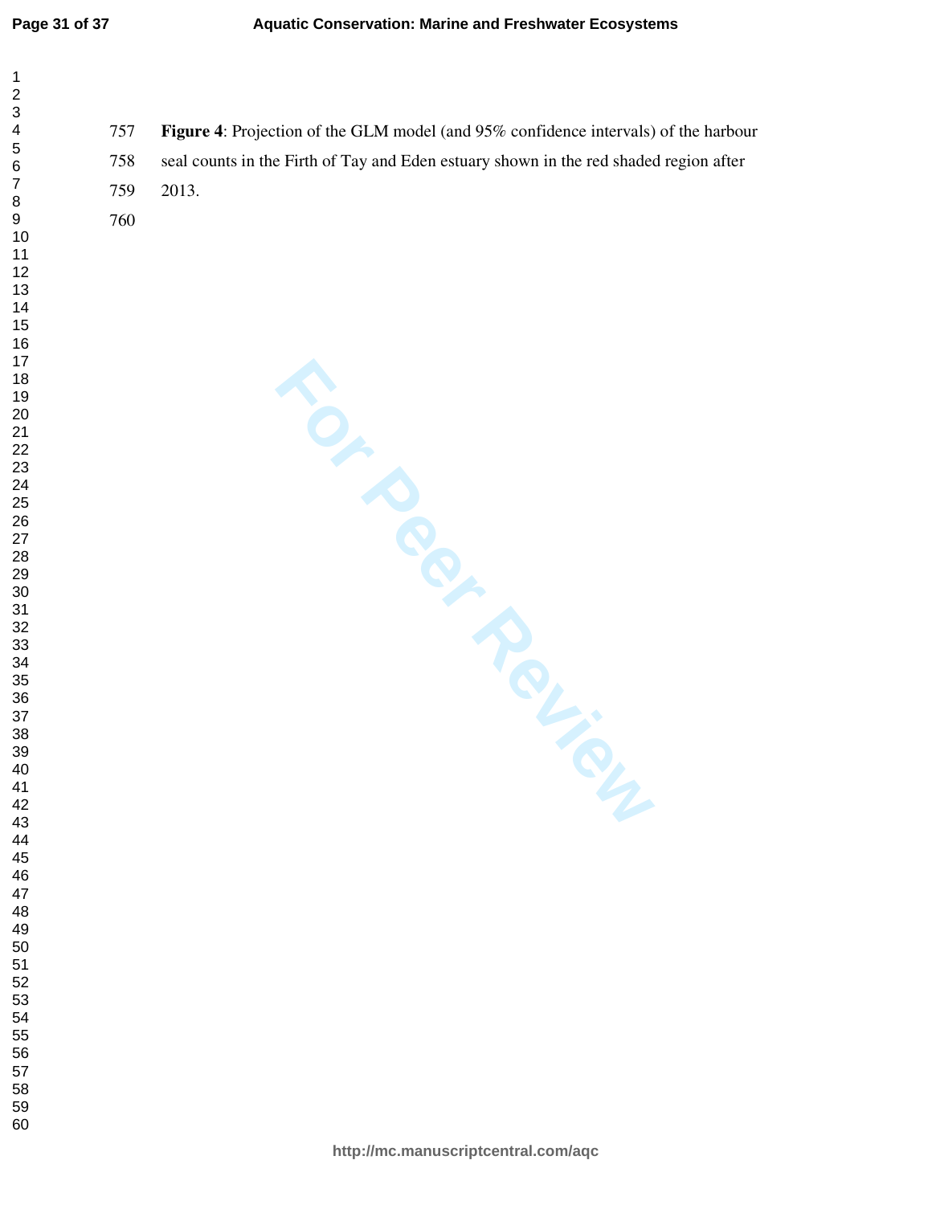**Figure 4**: Projection of the GLM model (and 95% confidence intervals) of the harbour seal counts in the Firth of Tay and Eden estuary shown in the red shaded region after 2013.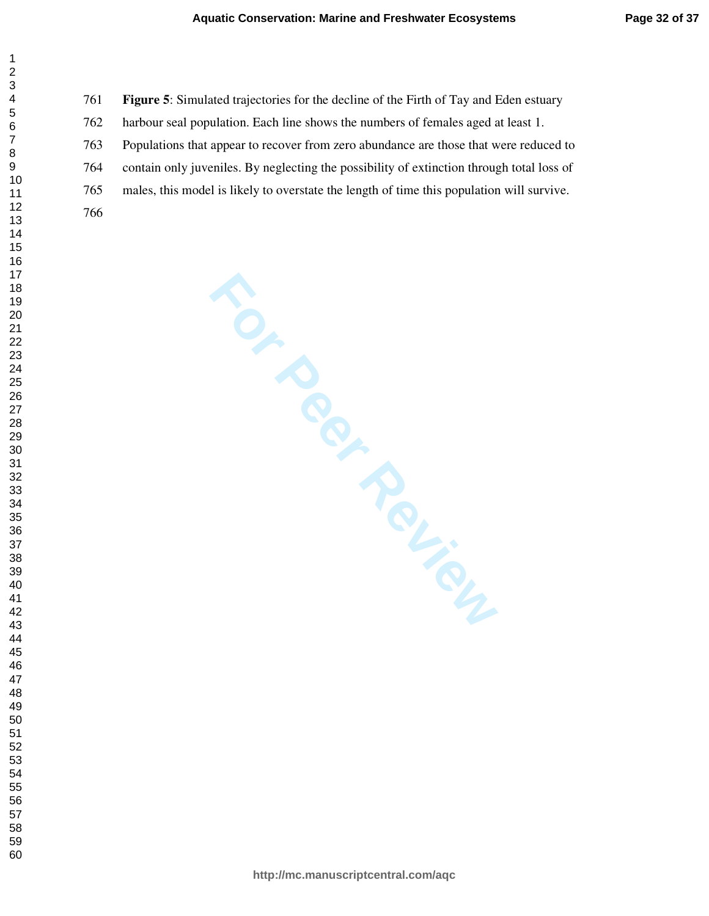**Figure 5**: Simulated trajectories for the decline of the Firth of Tay and Eden estuary harbour seal population. Each line shows the numbers of females aged at least 1. Populations that appear to recover from zero abundance are those that were reduced to contain only juveniles. By neglecting the possibility of extinction through total loss of males, this model is likely to overstate the length of time this population will survive.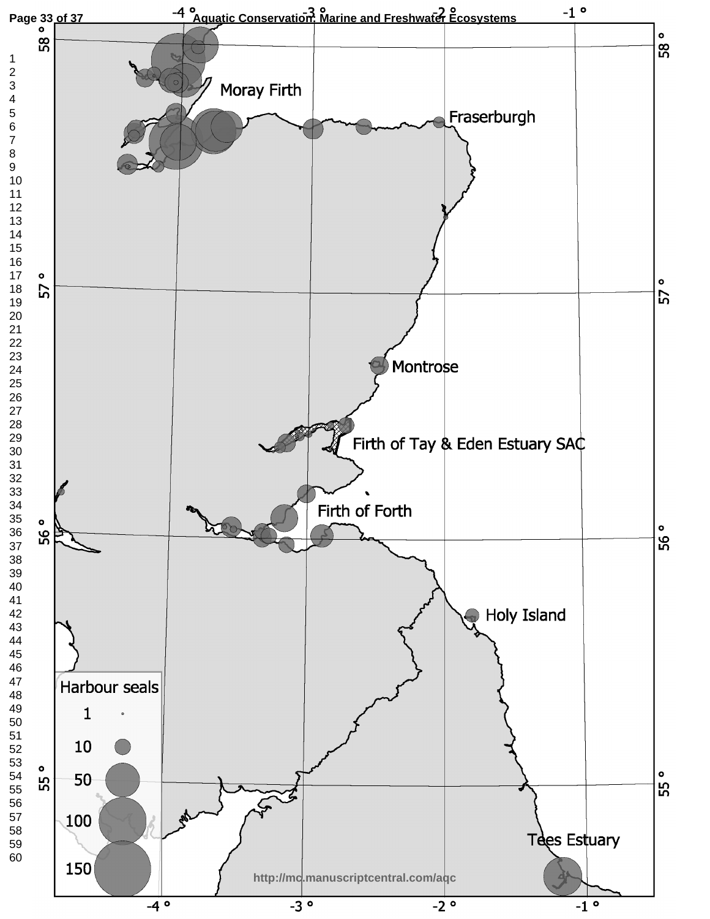Moray Firth

Fraserburgh

Montrose

Firth of Tay & Eden Estuary SAC

Firth of Forth

Holy Island

Tees Estuary

Harbour seals

1

10

50

100

150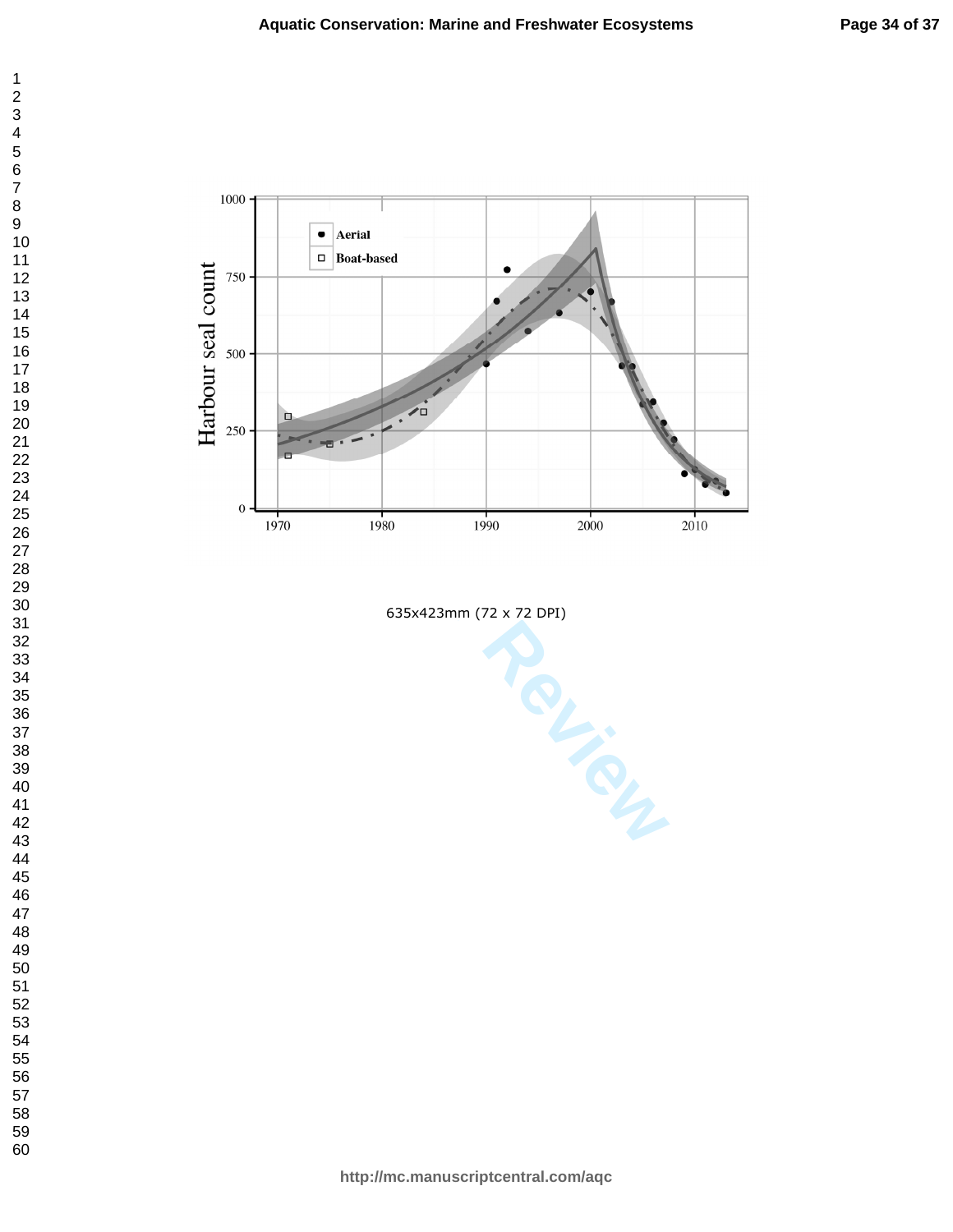635x423mm (72 x 72 DPI)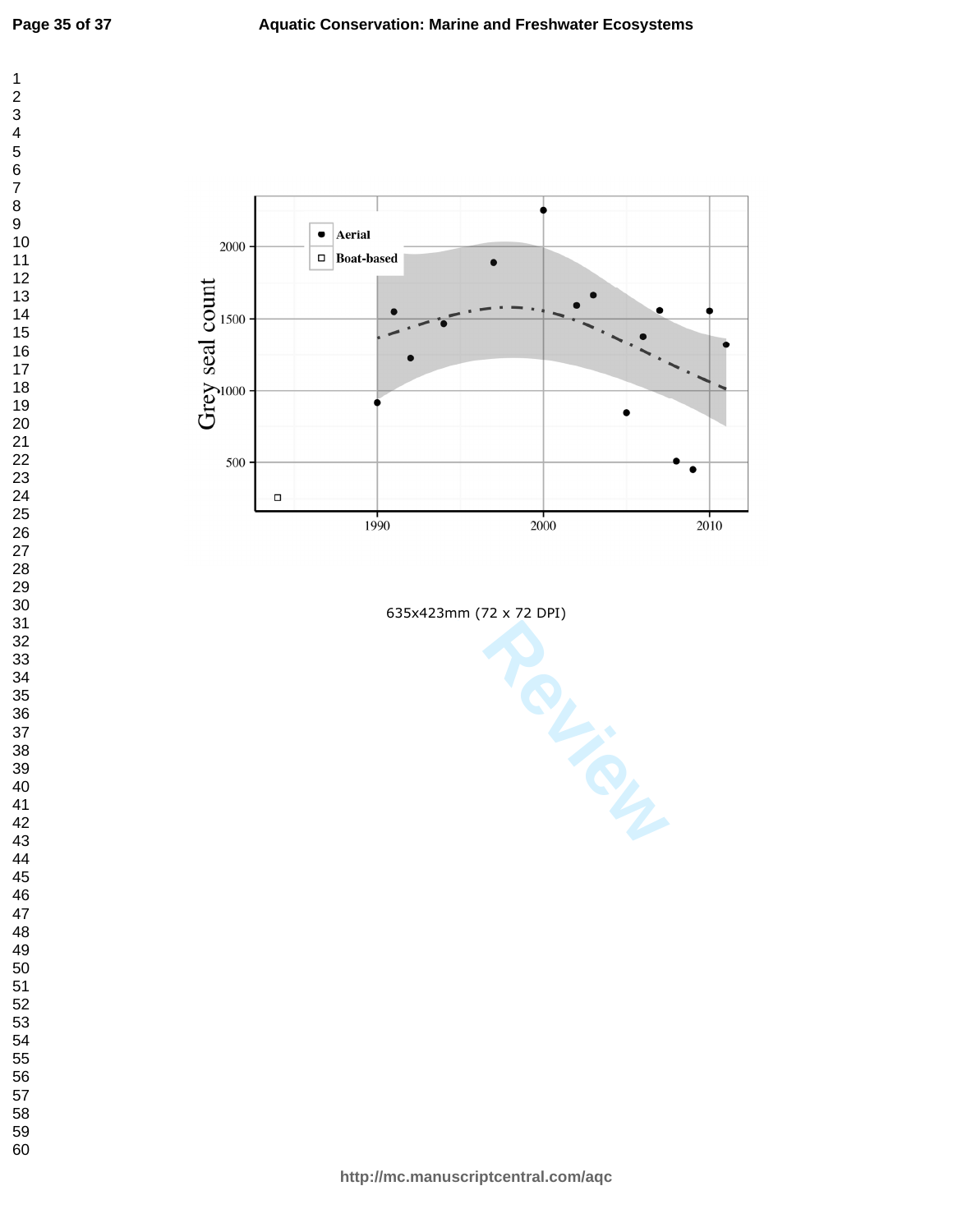635x423mm (72 x 72 DPI)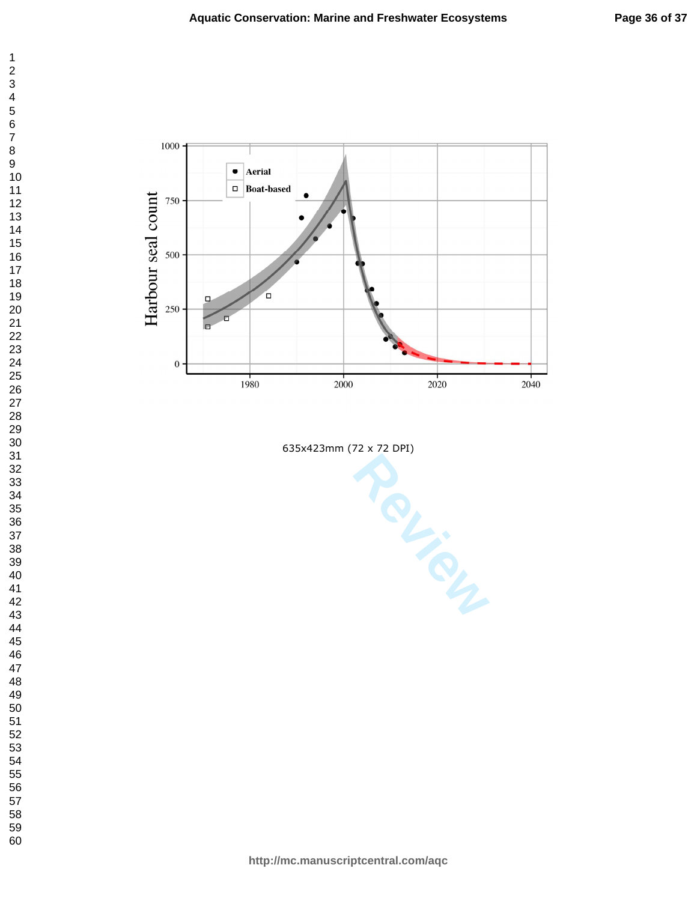635x423mm (72 x 72 DPI)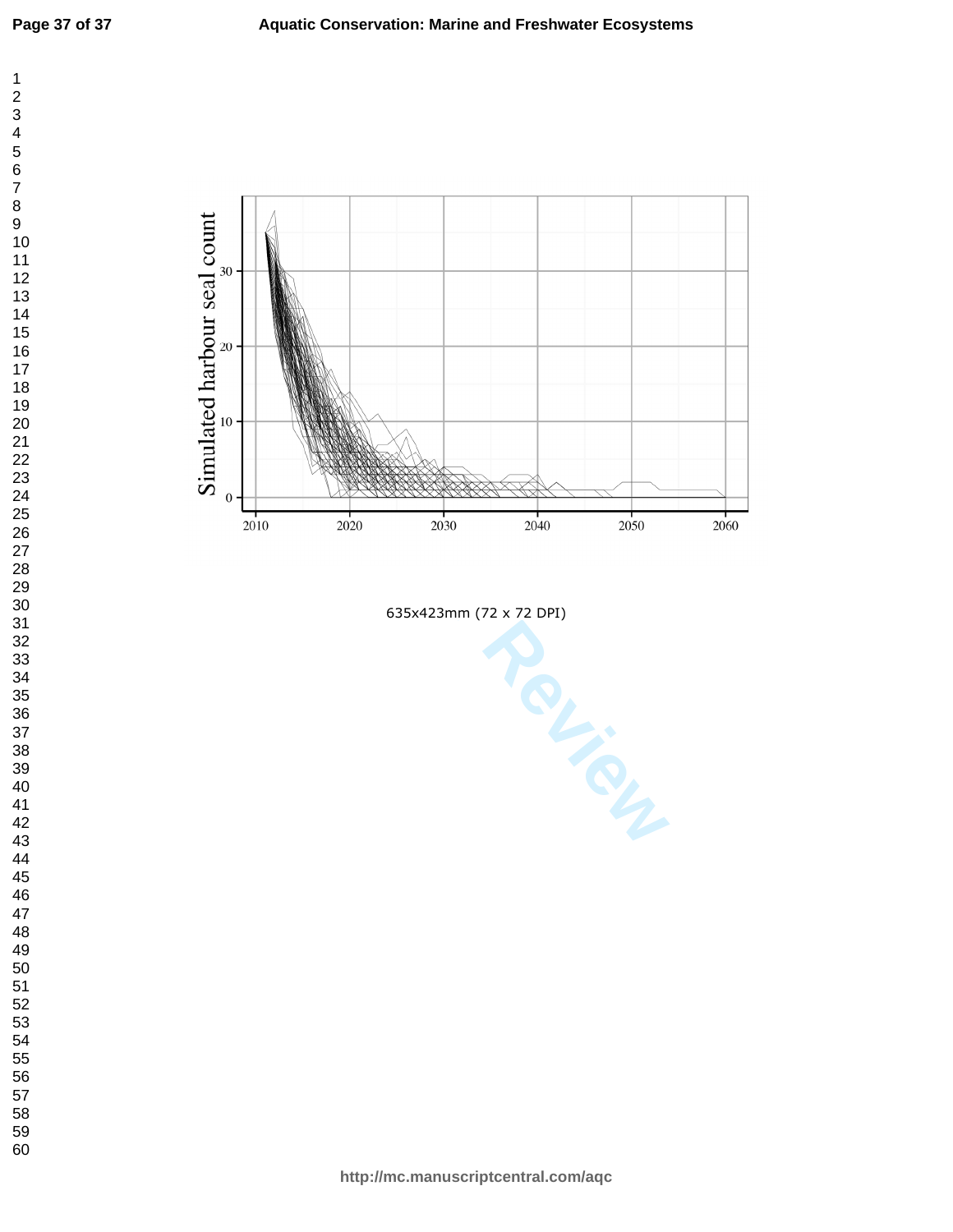Simulated harbour seal count

30

20

10

0

2010

2020

2030

2040

2050

2060

635x423mm (72 x 72 DPI)